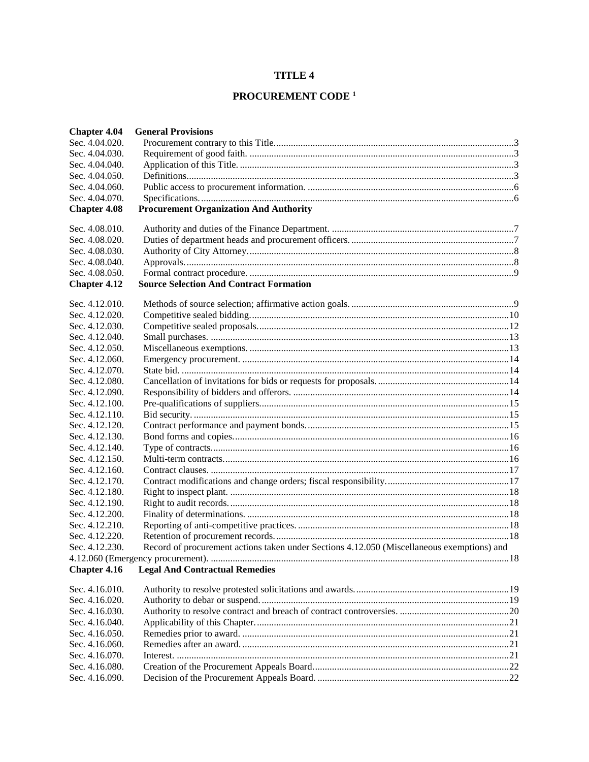# TITLE 4

## PROCUREMENT CODE [1]

**Chapter 4.04 General Provisions**

Sec. 4.04.020. Procurement contrary to this Title....3
Sec. 4.04.030. Requirement of good faith. ....3
Sec. 4.04.040. Application of this Title. ....3
Sec. 4.04.050. Definitions....3
Sec. 4.04.060. Public access to procurement information. ....6
Sec. 4.04.070. Specifications....6

**Chapter 4.08 Procurement Organization And Authority**

Sec. 4.08.010. Authority and duties of the Finance Department. ....7
Sec. 4.08.020. Duties of department heads and procurement officers. ....7
Sec. 4.08.030. Authority of City Attorney....8
Sec. 4.08.040. Approvals....8
Sec. 4.08.050. Formal contract procedure. ....9

**Chapter 4.12 Source Selection And Contract Formation**

Sec. 4.12.010. Methods of source selection; affirmative action goals. ....9
Sec. 4.12.020. Competitive sealed bidding....10
Sec. 4.12.030. Competitive sealed proposals....12
Sec. 4.12.040. Small purchases. ....13
Sec. 4.12.050. Miscellaneous exemptions. ....13
Sec. 4.12.060. Emergency procurement. ....14
Sec. 4.12.070. State bid. ....14
Sec. 4.12.080. Cancellation of invitations for bids or requests for proposals. ....14
Sec. 4.12.090. Responsibility of bidders and offerors. ....14
Sec. 4.12.100. Pre-qualifications of suppliers....15
Sec. 4.12.110. Bid security. ....15
Sec. 4.12.120. Contract performance and payment bonds. ....15
Sec. 4.12.130. Bond forms and copies....16
Sec. 4.12.140. Type of contracts....16
Sec. 4.12.150. Multi-term contracts....16
Sec. 4.12.160. Contract clauses. ....17
Sec. 4.12.170. Contract modifications and change orders; fiscal responsibility. ....17
Sec. 4.12.180. Right to inspect plant. ....18
Sec. 4.12.190. Right to audit records. ....18
Sec. 4.12.200. Finality of determinations. ....18
Sec. 4.12.210. Reporting of anti-competitive practices. ....18
Sec. 4.12.220. Retention of procurement records....18
Sec. 4.12.230. Record of procurement actions taken under Sections 4.12.050 (Miscellaneous exemptions) and 4.12.060 (Emergency procurement). ....18

**Chapter 4.16 Legal And Contractual Remedies**

Sec. 4.16.010. Authority to resolve protested solicitations and awards....19
Sec. 4.16.020. Authority to debar or suspend. ....19
Sec. 4.16.030. Authority to resolve contract and breach of contract controversies. ....20
Sec. 4.16.040. Applicability of this Chapter....21
Sec. 4.16.050. Remedies prior to award. ....21
Sec. 4.16.060. Remedies after an award. ....21
Sec. 4.16.070. Interest. ....21
Sec. 4.16.080. Creation of the Procurement Appeals Board....22
Sec. 4.16.090. Decision of the Procurement Appeals Board. ....22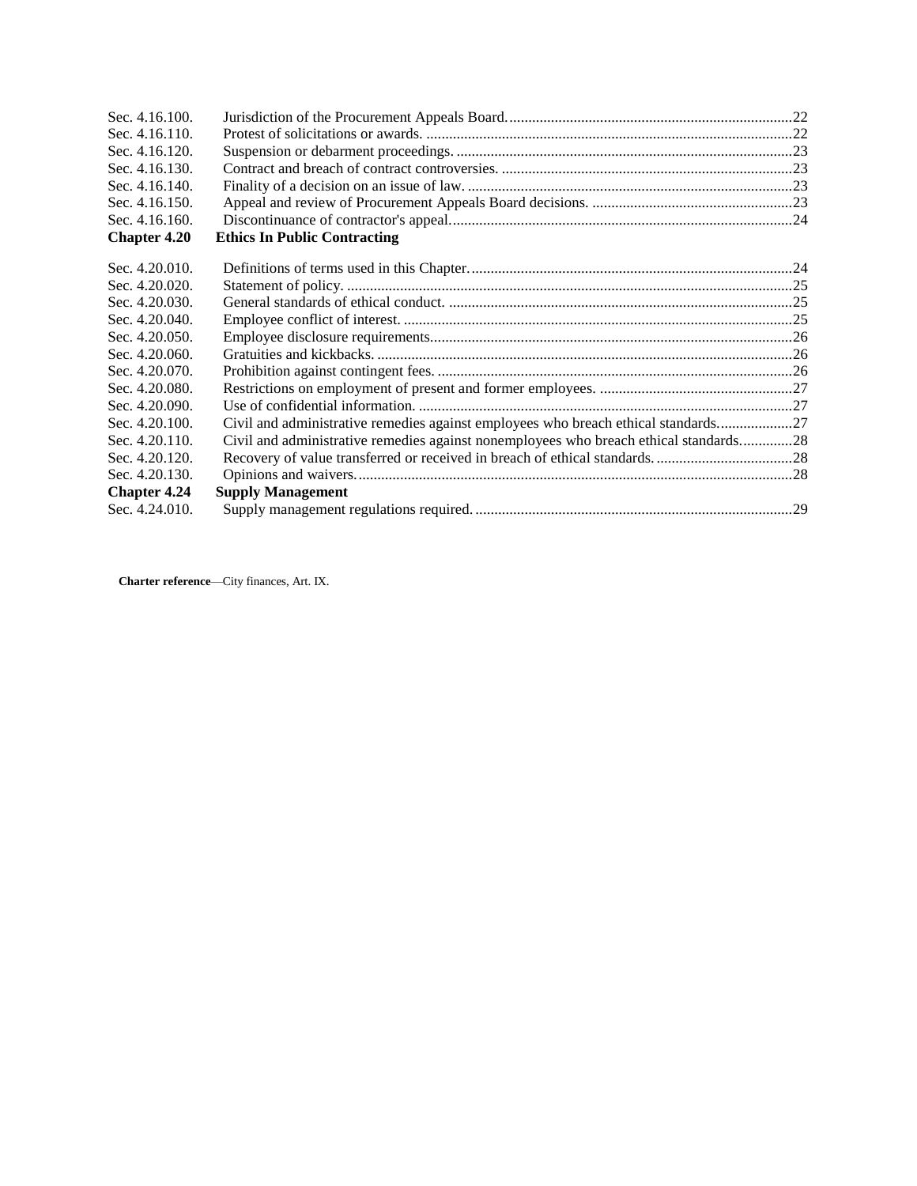| | | |
|---|---|---|
| Sec. 4.16.100. | Jurisdiction of the Procurement Appeals Board. | 22 |
| Sec. 4.16.110. | Protest of solicitations or awards. | 22 |
| Sec. 4.16.120. | Suspension or debarment proceedings. | 23 |
| Sec. 4.16.130. | Contract and breach of contract controversies. | 23 |
| Sec. 4.16.140. | Finality of a decision on an issue of law. | 23 |
| Sec. 4.16.150. | Appeal and review of Procurement Appeals Board decisions. | 23 |
| Sec. 4.16.160. | Discontinuance of contractor's appeal. | 24 |
| **Chapter 4.20** | **Ethics In Public Contracting** | |
| Sec. 4.20.010. | Definitions of terms used in this Chapter. | 24 |
| Sec. 4.20.020. | Statement of policy. | 25 |
| Sec. 4.20.030. | General standards of ethical conduct. | 25 |
| Sec. 4.20.040. | Employee conflict of interest. | 25 |
| Sec. 4.20.050. | Employee disclosure requirements. | 26 |
| Sec. 4.20.060. | Gratuities and kickbacks. | 26 |
| Sec. 4.20.070. | Prohibition against contingent fees. | 26 |
| Sec. 4.20.080. | Restrictions on employment of present and former employees. | 27 |
| Sec. 4.20.090. | Use of confidential information. | 27 |
| Sec. 4.20.100. | Civil and administrative remedies against employees who breach ethical standards. | 27 |
| Sec. 4.20.110. | Civil and administrative remedies against nonemployees who breach ethical standards. | 28 |
| Sec. 4.20.120. | Recovery of value transferred or received in breach of ethical standards. | 28 |
| Sec. 4.20.130. | Opinions and waivers. | 28 |
| **Chapter 4.24** | **Supply Management** | |
| Sec. 4.24.010. | Supply management regulations required. | 29 |

**Charter reference**—City finances, Art. IX.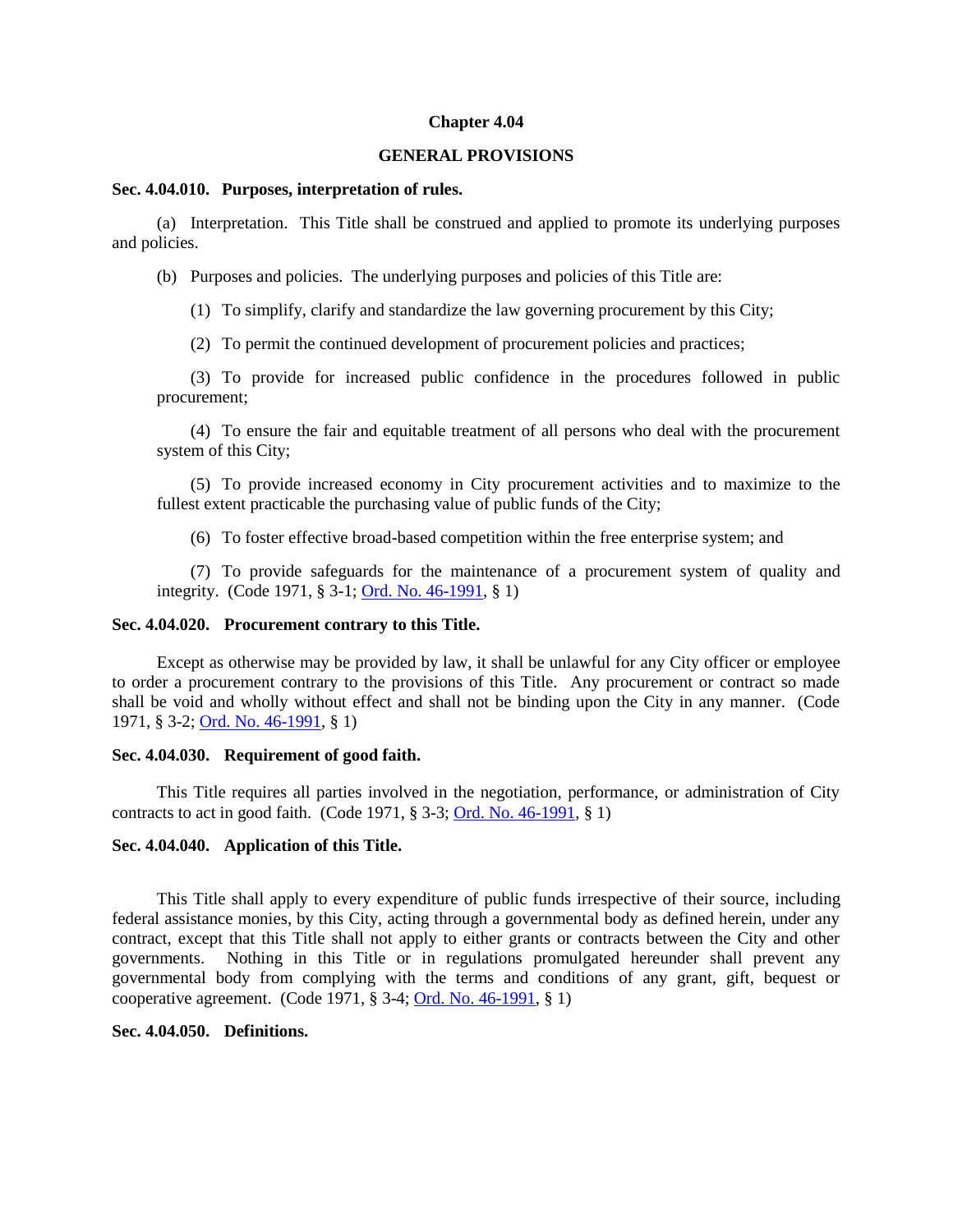# Chapter 4.04

## GENERAL PROVISIONS

### Sec. 4.04.010. Purposes, interpretation of rules.

(a) Interpretation. This Title shall be construed and applied to promote its underlying purposes and policies.

(b) Purposes and policies. The underlying purposes and policies of this Title are:

(1) To simplify, clarify and standardize the law governing procurement by this City;

(2) To permit the continued development of procurement policies and practices;

(3) To provide for increased public confidence in the procedures followed in public procurement;

(4) To ensure the fair and equitable treatment of all persons who deal with the procurement system of this City;

(5) To provide increased economy in City procurement activities and to maximize to the fullest extent practicable the purchasing value of public funds of the City;

(6) To foster effective broad-based competition within the free enterprise system; and

(7) To provide safeguards for the maintenance of a procurement system of quality and integrity. (Code 1971, § 3-1; Ord. No. 46-1991, § 1)

### Sec. 4.04.020. Procurement contrary to this Title.

Except as otherwise may be provided by law, it shall be unlawful for any City officer or employee to order a procurement contrary to the provisions of this Title. Any procurement or contract so made shall be void and wholly without effect and shall not be binding upon the City in any manner. (Code 1971, § 3-2; Ord. No. 46-1991, § 1)

### Sec. 4.04.030. Requirement of good faith.

This Title requires all parties involved in the negotiation, performance, or administration of City contracts to act in good faith. (Code 1971, § 3-3; Ord. No. 46-1991, § 1)

### Sec. 4.04.040. Application of this Title.

This Title shall apply to every expenditure of public funds irrespective of their source, including federal assistance monies, by this City, acting through a governmental body as defined herein, under any contract, except that this Title shall not apply to either grants or contracts between the City and other governments. Nothing in this Title or in regulations promulgated hereunder shall prevent any governmental body from complying with the terms and conditions of any grant, gift, bequest or cooperative agreement. (Code 1971, § 3-4; Ord. No. 46-1991, § 1)

### Sec. 4.04.050. Definitions.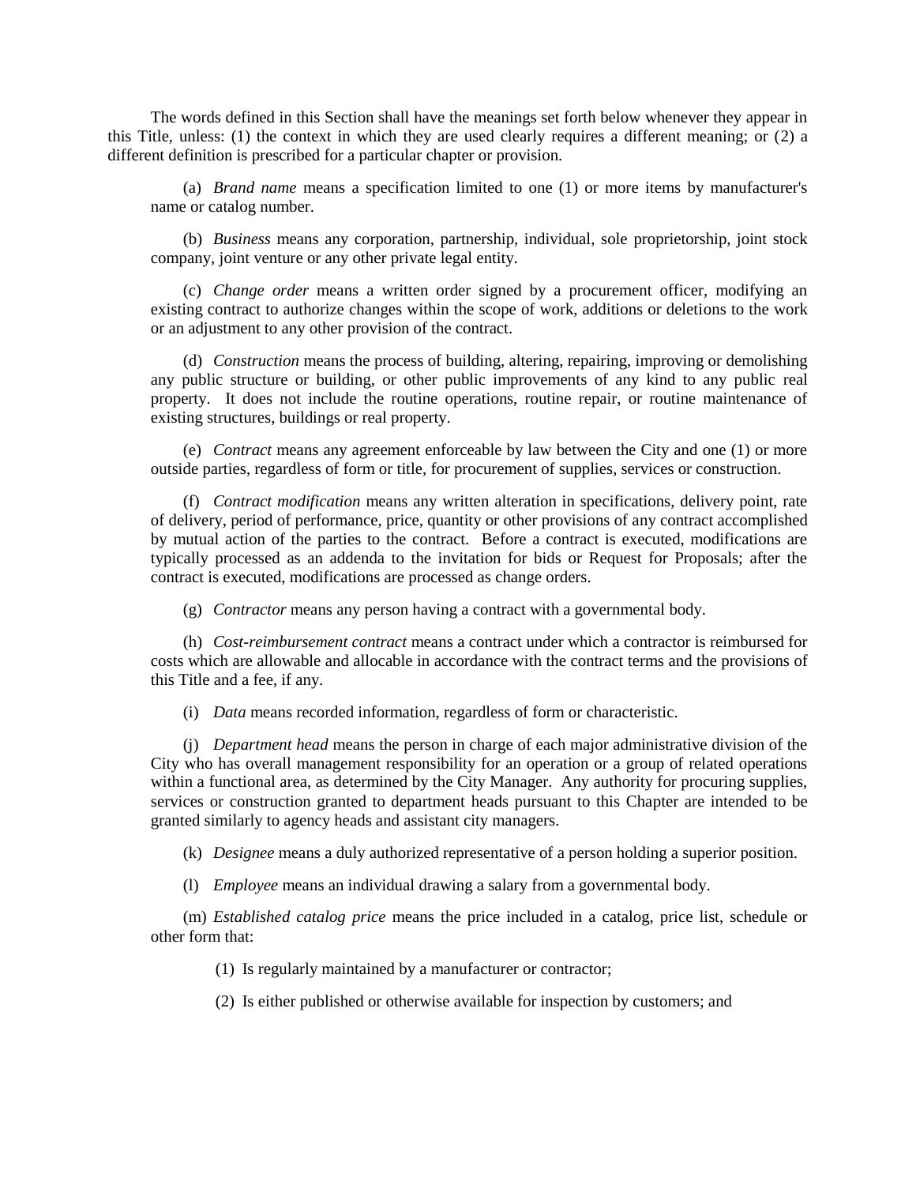The words defined in this Section shall have the meanings set forth below whenever they appear in this Title, unless: (1) the context in which they are used clearly requires a different meaning; or (2) a different definition is prescribed for a particular chapter or provision.

(a) *Brand name* means a specification limited to one (1) or more items by manufacturer's name or catalog number.

(b) *Business* means any corporation, partnership, individual, sole proprietorship, joint stock company, joint venture or any other private legal entity.

(c) *Change order* means a written order signed by a procurement officer, modifying an existing contract to authorize changes within the scope of work, additions or deletions to the work or an adjustment to any other provision of the contract.

(d) *Construction* means the process of building, altering, repairing, improving or demolishing any public structure or building, or other public improvements of any kind to any public real property. It does not include the routine operations, routine repair, or routine maintenance of existing structures, buildings or real property.

(e) *Contract* means any agreement enforceable by law between the City and one (1) or more outside parties, regardless of form or title, for procurement of supplies, services or construction.

(f) *Contract modification* means any written alteration in specifications, delivery point, rate of delivery, period of performance, price, quantity or other provisions of any contract accomplished by mutual action of the parties to the contract. Before a contract is executed, modifications are typically processed as an addenda to the invitation for bids or Request for Proposals; after the contract is executed, modifications are processed as change orders.

(g) *Contractor* means any person having a contract with a governmental body.

(h) *Cost-reimbursement contract* means a contract under which a contractor is reimbursed for costs which are allowable and allocable in accordance with the contract terms and the provisions of this Title and a fee, if any.

(i) *Data* means recorded information, regardless of form or characteristic.

(j) *Department head* means the person in charge of each major administrative division of the City who has overall management responsibility for an operation or a group of related operations within a functional area, as determined by the City Manager. Any authority for procuring supplies, services or construction granted to department heads pursuant to this Chapter are intended to be granted similarly to agency heads and assistant city managers.

(k) *Designee* means a duly authorized representative of a person holding a superior position.

(l) *Employee* means an individual drawing a salary from a governmental body.

(m) *Established catalog price* means the price included in a catalog, price list, schedule or other form that:

(1) Is regularly maintained by a manufacturer or contractor;

(2) Is either published or otherwise available for inspection by customers; and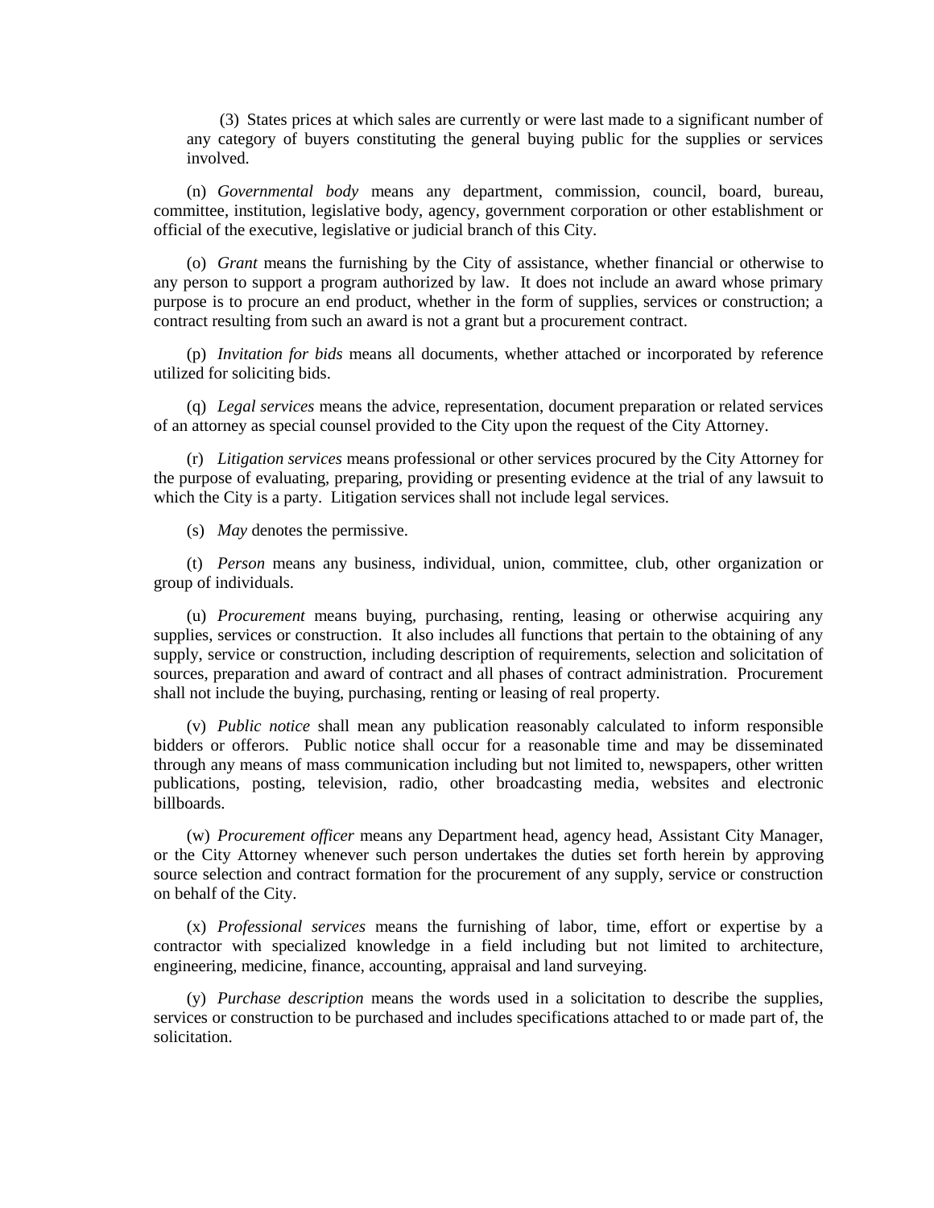(3) States prices at which sales are currently or were last made to a significant number of any category of buyers constituting the general buying public for the supplies or services involved.

(n) *Governmental body* means any department, commission, council, board, bureau, committee, institution, legislative body, agency, government corporation or other establishment or official of the executive, legislative or judicial branch of this City.

(o) *Grant* means the furnishing by the City of assistance, whether financial or otherwise to any person to support a program authorized by law. It does not include an award whose primary purpose is to procure an end product, whether in the form of supplies, services or construction; a contract resulting from such an award is not a grant but a procurement contract.

(p) *Invitation for bids* means all documents, whether attached or incorporated by reference utilized for soliciting bids.

(q) *Legal services* means the advice, representation, document preparation or related services of an attorney as special counsel provided to the City upon the request of the City Attorney.

(r) *Litigation services* means professional or other services procured by the City Attorney for the purpose of evaluating, preparing, providing or presenting evidence at the trial of any lawsuit to which the City is a party. Litigation services shall not include legal services.

(s) *May* denotes the permissive.

(t) *Person* means any business, individual, union, committee, club, other organization or group of individuals.

(u) *Procurement* means buying, purchasing, renting, leasing or otherwise acquiring any supplies, services or construction. It also includes all functions that pertain to the obtaining of any supply, service or construction, including description of requirements, selection and solicitation of sources, preparation and award of contract and all phases of contract administration. Procurement shall not include the buying, purchasing, renting or leasing of real property.

(v) *Public notice* shall mean any publication reasonably calculated to inform responsible bidders or offerors. Public notice shall occur for a reasonable time and may be disseminated through any means of mass communication including but not limited to, newspapers, other written publications, posting, television, radio, other broadcasting media, websites and electronic billboards.

(w) *Procurement officer* means any Department head, agency head, Assistant City Manager, or the City Attorney whenever such person undertakes the duties set forth herein by approving source selection and contract formation for the procurement of any supply, service or construction on behalf of the City.

(x) *Professional services* means the furnishing of labor, time, effort or expertise by a contractor with specialized knowledge in a field including but not limited to architecture, engineering, medicine, finance, accounting, appraisal and land surveying.

(y) *Purchase description* means the words used in a solicitation to describe the supplies, services or construction to be purchased and includes specifications attached to or made part of, the solicitation.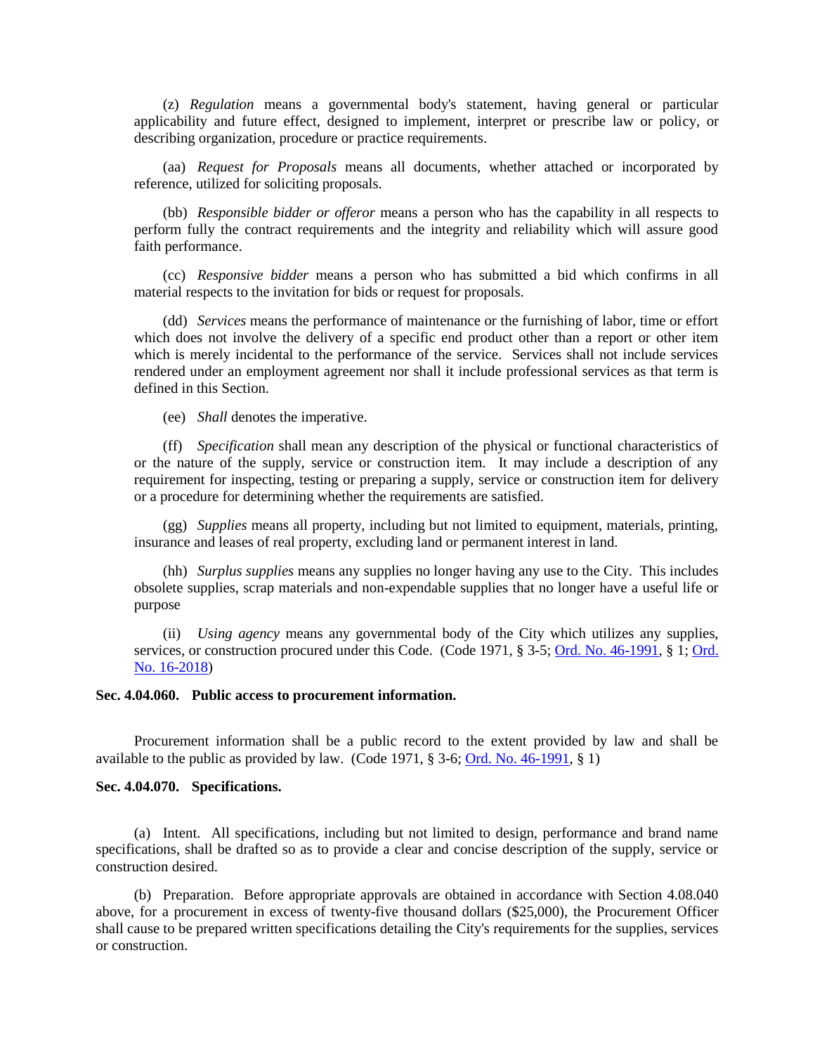(z) *Regulation* means a governmental body's statement, having general or particular applicability and future effect, designed to implement, interpret or prescribe law or policy, or describing organization, procedure or practice requirements.

(aa) *Request for Proposals* means all documents, whether attached or incorporated by reference, utilized for soliciting proposals.

(bb) *Responsible bidder or offeror* means a person who has the capability in all respects to perform fully the contract requirements and the integrity and reliability which will assure good faith performance.

(cc) *Responsive bidder* means a person who has submitted a bid which confirms in all material respects to the invitation for bids or request for proposals.

(dd) *Services* means the performance of maintenance or the furnishing of labor, time or effort which does not involve the delivery of a specific end product other than a report or other item which is merely incidental to the performance of the service. Services shall not include services rendered under an employment agreement nor shall it include professional services as that term is defined in this Section.

(ee) *Shall* denotes the imperative.

(ff) *Specification* shall mean any description of the physical or functional characteristics of or the nature of the supply, service or construction item. It may include a description of any requirement for inspecting, testing or preparing a supply, service or construction item for delivery or a procedure for determining whether the requirements are satisfied.

(gg) *Supplies* means all property, including but not limited to equipment, materials, printing, insurance and leases of real property, excluding land or permanent interest in land.

(hh) *Surplus supplies* means any supplies no longer having any use to the City. This includes obsolete supplies, scrap materials and non-expendable supplies that no longer have a useful life or purpose

(ii) *Using agency* means any governmental body of the City which utilizes any supplies, services, or construction procured under this Code. (Code 1971, § 3-5; Ord. No. 46-1991, § 1; Ord. No. 16-2018)

**Sec. 4.04.060. Public access to procurement information.**

Procurement information shall be a public record to the extent provided by law and shall be available to the public as provided by law. (Code 1971, § 3-6; Ord. No. 46-1991, § 1)

**Sec. 4.04.070. Specifications.**

(a) Intent. All specifications, including but not limited to design, performance and brand name specifications, shall be drafted so as to provide a clear and concise description of the supply, service or construction desired.

(b) Preparation. Before appropriate approvals are obtained in accordance with Section 4.08.040 above, for a procurement in excess of twenty-five thousand dollars ($25,000), the Procurement Officer shall cause to be prepared written specifications detailing the City's requirements for the supplies, services or construction.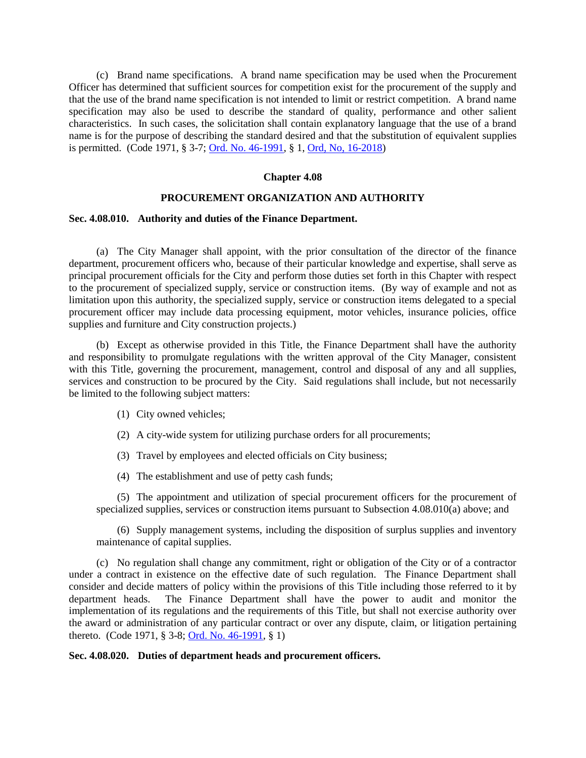(c) Brand name specifications. A brand name specification may be used when the Procurement Officer has determined that sufficient sources for competition exist for the procurement of the supply and that the use of the brand name specification is not intended to limit or restrict competition. A brand name specification may also be used to describe the standard of quality, performance and other salient characteristics. In such cases, the solicitation shall contain explanatory language that the use of a brand name is for the purpose of describing the standard desired and that the substitution of equivalent supplies is permitted. (Code 1971, § 3-7; Ord. No. 46-1991, § 1, Ord, No, 16-2018)

## Chapter 4.08

## PROCUREMENT ORGANIZATION AND AUTHORITY

### Sec. 4.08.010. Authority and duties of the Finance Department.

(a) The City Manager shall appoint, with the prior consultation of the director of the finance department, procurement officers who, because of their particular knowledge and expertise, shall serve as principal procurement officials for the City and perform those duties set forth in this Chapter with respect to the procurement of specialized supply, service or construction items. (By way of example and not as limitation upon this authority, the specialized supply, service or construction items delegated to a special procurement officer may include data processing equipment, motor vehicles, insurance policies, office supplies and furniture and City construction projects.)

(b) Except as otherwise provided in this Title, the Finance Department shall have the authority and responsibility to promulgate regulations with the written approval of the City Manager, consistent with this Title, governing the procurement, management, control and disposal of any and all supplies, services and construction to be procured by the City. Said regulations shall include, but not necessarily be limited to the following subject matters:

(1) City owned vehicles;

(2) A city-wide system for utilizing purchase orders for all procurements;

(3) Travel by employees and elected officials on City business;

(4) The establishment and use of petty cash funds;

(5) The appointment and utilization of special procurement officers for the procurement of specialized supplies, services or construction items pursuant to Subsection 4.08.010(a) above; and

(6) Supply management systems, including the disposition of surplus supplies and inventory maintenance of capital supplies.

(c) No regulation shall change any commitment, right or obligation of the City or of a contractor under a contract in existence on the effective date of such regulation. The Finance Department shall consider and decide matters of policy within the provisions of this Title including those referred to it by department heads. The Finance Department shall have the power to audit and monitor the implementation of its regulations and the requirements of this Title, but shall not exercise authority over the award or administration of any particular contract or over any dispute, claim, or litigation pertaining thereto. (Code 1971, § 3-8; Ord. No. 46-1991, § 1)

### Sec. 4.08.020. Duties of department heads and procurement officers.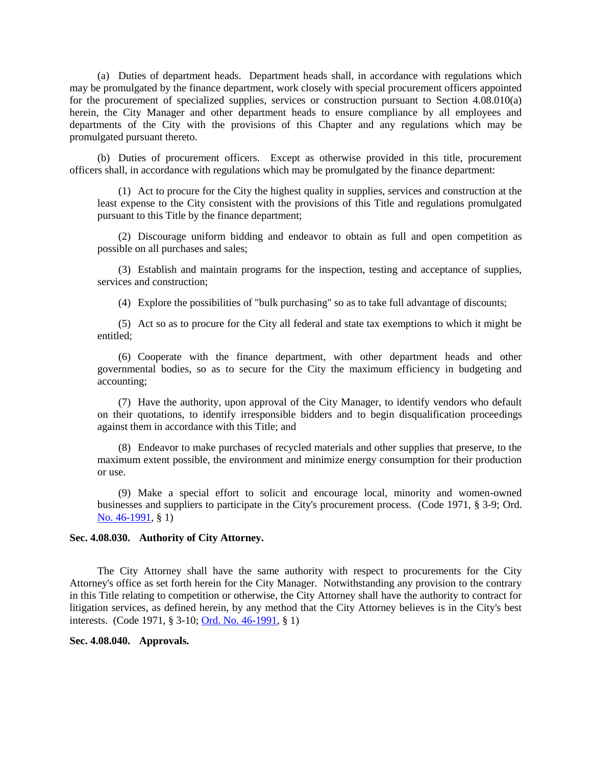(a) Duties of department heads. Department heads shall, in accordance with regulations which may be promulgated by the finance department, work closely with special procurement officers appointed for the procurement of specialized supplies, services or construction pursuant to Section 4.08.010(a) herein, the City Manager and other department heads to ensure compliance by all employees and departments of the City with the provisions of this Chapter and any regulations which may be promulgated pursuant thereto.

(b) Duties of procurement officers. Except as otherwise provided in this title, procurement officers shall, in accordance with regulations which may be promulgated by the finance department:

(1) Act to procure for the City the highest quality in supplies, services and construction at the least expense to the City consistent with the provisions of this Title and regulations promulgated pursuant to this Title by the finance department;

(2) Discourage uniform bidding and endeavor to obtain as full and open competition as possible on all purchases and sales;

(3) Establish and maintain programs for the inspection, testing and acceptance of supplies, services and construction;

(4) Explore the possibilities of "bulk purchasing" so as to take full advantage of discounts;

(5) Act so as to procure for the City all federal and state tax exemptions to which it might be entitled;

(6) Cooperate with the finance department, with other department heads and other governmental bodies, so as to secure for the City the maximum efficiency in budgeting and accounting;

(7) Have the authority, upon approval of the City Manager, to identify vendors who default on their quotations, to identify irresponsible bidders and to begin disqualification proceedings against them in accordance with this Title; and

(8) Endeavor to make purchases of recycled materials and other supplies that preserve, to the maximum extent possible, the environment and minimize energy consumption for their production or use.

(9) Make a special effort to solicit and encourage local, minority and women-owned businesses and suppliers to participate in the City's procurement process. (Code 1971, § 3-9; Ord. No. 46-1991, § 1)

**Sec. 4.08.030. Authority of City Attorney.**

The City Attorney shall have the same authority with respect to procurements for the City Attorney's office as set forth herein for the City Manager. Notwithstanding any provision to the contrary in this Title relating to competition or otherwise, the City Attorney shall have the authority to contract for litigation services, as defined herein, by any method that the City Attorney believes is in the City's best interests. (Code 1971, § 3-10; Ord. No. 46-1991, § 1)

**Sec. 4.08.040. Approvals.**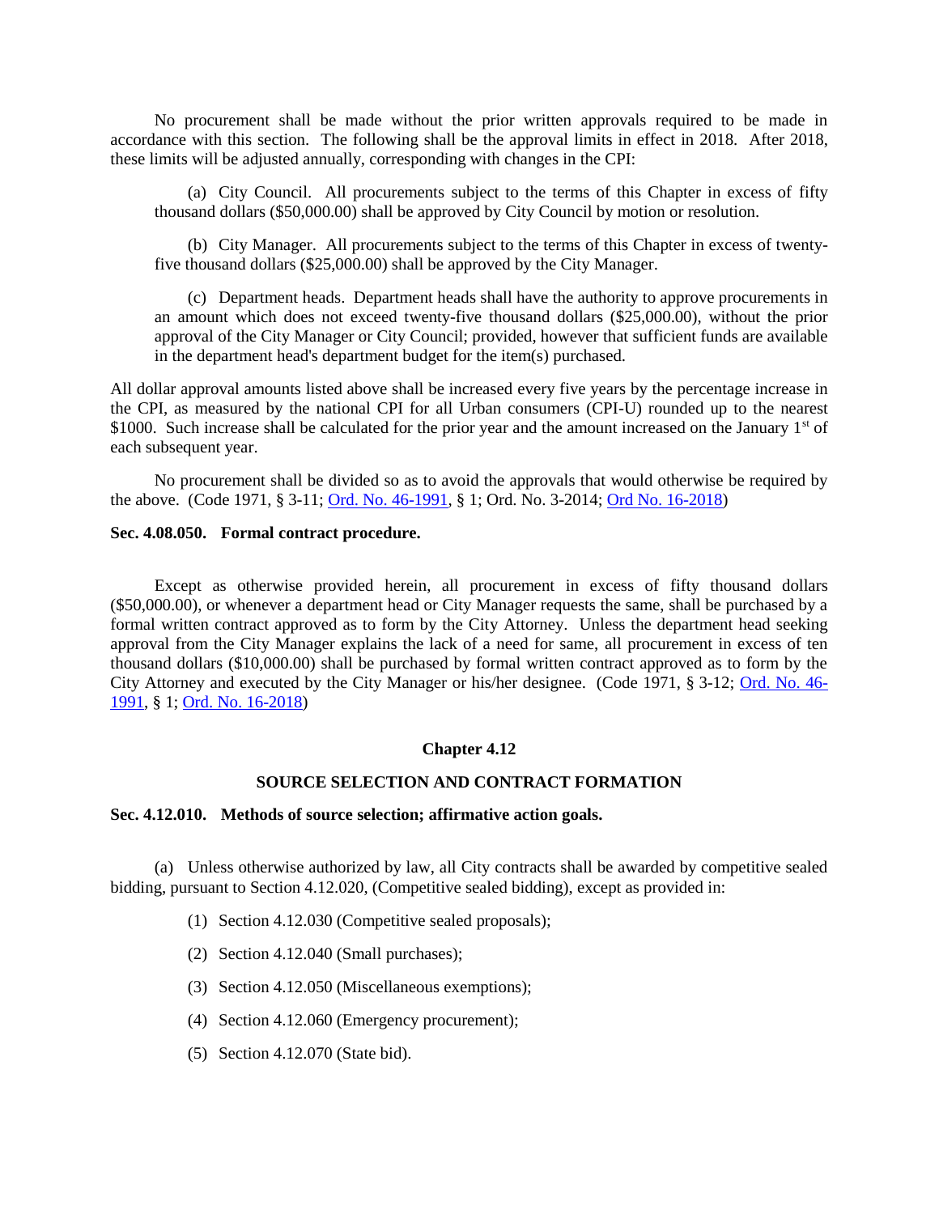No procurement shall be made without the prior written approvals required to be made in accordance with this section. The following shall be the approval limits in effect in 2018. After 2018, these limits will be adjusted annually, corresponding with changes in the CPI:

(a) City Council. All procurements subject to the terms of this Chapter in excess of fifty thousand dollars ($50,000.00) shall be approved by City Council by motion or resolution.

(b) City Manager. All procurements subject to the terms of this Chapter in excess of twenty-five thousand dollars ($25,000.00) shall be approved by the City Manager.

(c) Department heads. Department heads shall have the authority to approve procurements in an amount which does not exceed twenty-five thousand dollars ($25,000.00), without the prior approval of the City Manager or City Council; provided, however that sufficient funds are available in the department head's department budget for the item(s) purchased.

All dollar approval amounts listed above shall be increased every five years by the percentage increase in the CPI, as measured by the national CPI for all Urban consumers (CPI-U) rounded up to the nearest $1000. Such increase shall be calculated for the prior year and the amount increased on the January 1st of each subsequent year.

No procurement shall be divided so as to avoid the approvals that would otherwise be required by the above. (Code 1971, § 3-11; Ord. No. 46-1991, § 1; Ord. No. 3-2014; Ord No. 16-2018)

**Sec. 4.08.050. Formal contract procedure.**

Except as otherwise provided herein, all procurement in excess of fifty thousand dollars ($50,000.00), or whenever a department head or City Manager requests the same, shall be purchased by a formal written contract approved as to form by the City Attorney. Unless the department head seeking approval from the City Manager explains the lack of a need for same, all procurement in excess of ten thousand dollars ($10,000.00) shall be purchased by formal written contract approved as to form by the City Attorney and executed by the City Manager or his/her designee. (Code 1971, § 3-12; Ord. No. 46-1991, § 1; Ord. No. 16-2018)

## Chapter 4.12

## SOURCE SELECTION AND CONTRACT FORMATION

**Sec. 4.12.010. Methods of source selection; affirmative action goals.**

(a) Unless otherwise authorized by law, all City contracts shall be awarded by competitive sealed bidding, pursuant to Section 4.12.020, (Competitive sealed bidding), except as provided in:

(1) Section 4.12.030 (Competitive sealed proposals);

(2) Section 4.12.040 (Small purchases);

(3) Section 4.12.050 (Miscellaneous exemptions);

(4) Section 4.12.060 (Emergency procurement);

(5) Section 4.12.070 (State bid).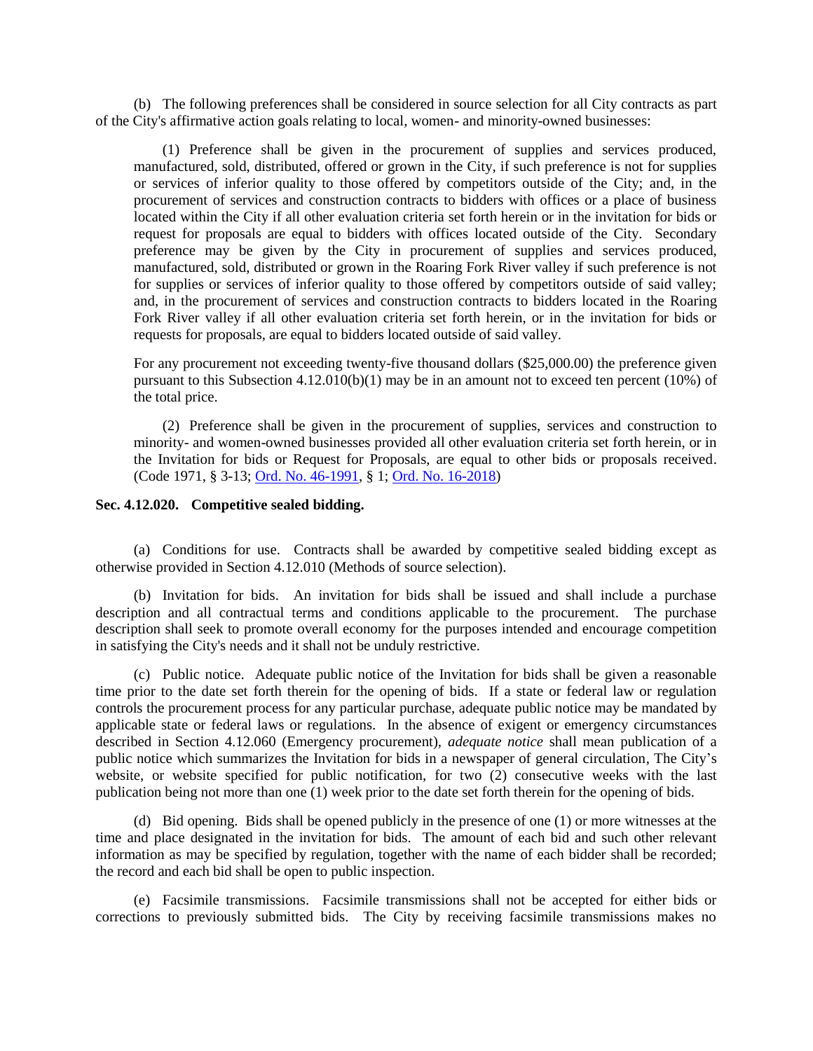(b) The following preferences shall be considered in source selection for all City contracts as part of the City's affirmative action goals relating to local, women- and minority-owned businesses:

(1) Preference shall be given in the procurement of supplies and services produced, manufactured, sold, distributed, offered or grown in the City, if such preference is not for supplies or services of inferior quality to those offered by competitors outside of the City; and, in the procurement of services and construction contracts to bidders with offices or a place of business located within the City if all other evaluation criteria set forth herein or in the invitation for bids or request for proposals are equal to bidders with offices located outside of the City. Secondary preference may be given by the City in procurement of supplies and services produced, manufactured, sold, distributed or grown in the Roaring Fork River valley if such preference is not for supplies or services of inferior quality to those offered by competitors outside of said valley; and, in the procurement of services and construction contracts to bidders located in the Roaring Fork River valley if all other evaluation criteria set forth herein, or in the invitation for bids or requests for proposals, are equal to bidders located outside of said valley.

For any procurement not exceeding twenty-five thousand dollars ($25,000.00) the preference given pursuant to this Subsection 4.12.010(b)(1) may be in an amount not to exceed ten percent (10%) of the total price.

(2) Preference shall be given in the procurement of supplies, services and construction to minority- and women-owned businesses provided all other evaluation criteria set forth herein, or in the Invitation for bids or Request for Proposals, are equal to other bids or proposals received. (Code 1971, § 3-13; Ord. No. 46-1991, § 1; Ord. No. 16-2018)

**Sec. 4.12.020. Competitive sealed bidding.**

(a) Conditions for use. Contracts shall be awarded by competitive sealed bidding except as otherwise provided in Section 4.12.010 (Methods of source selection).

(b) Invitation for bids. An invitation for bids shall be issued and shall include a purchase description and all contractual terms and conditions applicable to the procurement. The purchase description shall seek to promote overall economy for the purposes intended and encourage competition in satisfying the City's needs and it shall not be unduly restrictive.

(c) Public notice. Adequate public notice of the Invitation for bids shall be given a reasonable time prior to the date set forth therein for the opening of bids. If a state or federal law or regulation controls the procurement process for any particular purchase, adequate public notice may be mandated by applicable state or federal laws or regulations. In the absence of exigent or emergency circumstances described in Section 4.12.060 (Emergency procurement), *adequate notice* shall mean publication of a public notice which summarizes the Invitation for bids in a newspaper of general circulation, The City's website, or website specified for public notification, for two (2) consecutive weeks with the last publication being not more than one (1) week prior to the date set forth therein for the opening of bids.

(d) Bid opening. Bids shall be opened publicly in the presence of one (1) or more witnesses at the time and place designated in the invitation for bids. The amount of each bid and such other relevant information as may be specified by regulation, together with the name of each bidder shall be recorded; the record and each bid shall be open to public inspection.

(e) Facsimile transmissions. Facsimile transmissions shall not be accepted for either bids or corrections to previously submitted bids. The City by receiving facsimile transmissions makes no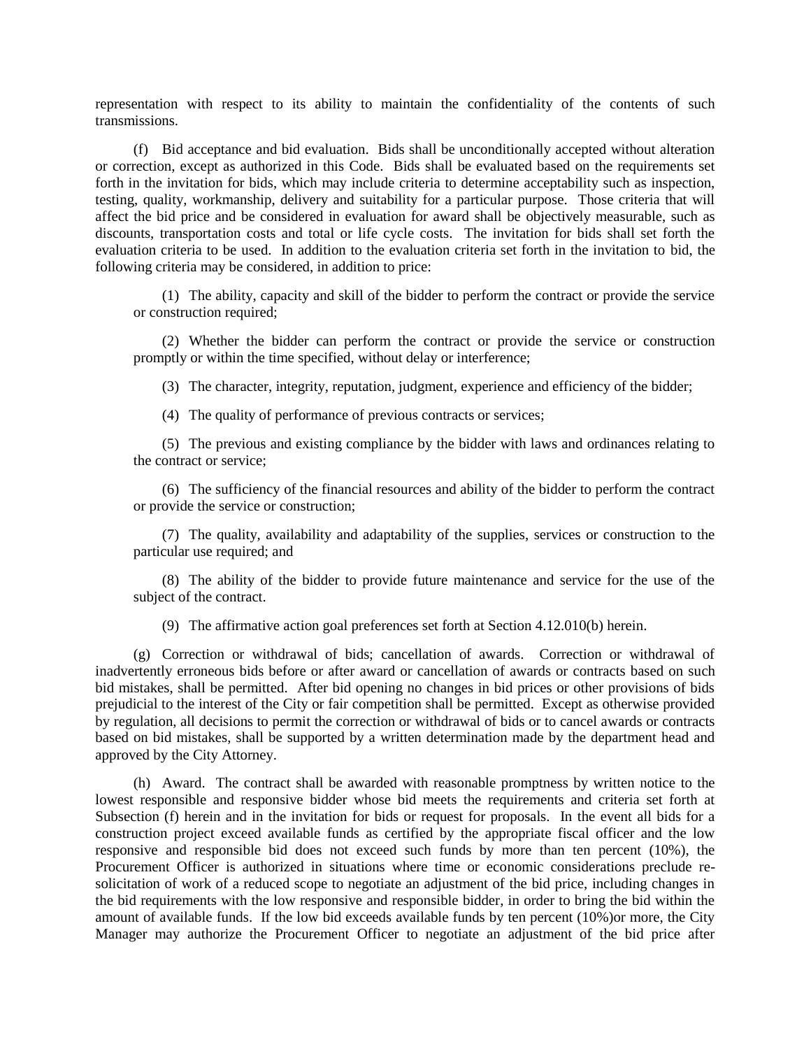representation with respect to its ability to maintain the confidentiality of the contents of such transmissions.

(f) Bid acceptance and bid evaluation. Bids shall be unconditionally accepted without alteration or correction, except as authorized in this Code. Bids shall be evaluated based on the requirements set forth in the invitation for bids, which may include criteria to determine acceptability such as inspection, testing, quality, workmanship, delivery and suitability for a particular purpose. Those criteria that will affect the bid price and be considered in evaluation for award shall be objectively measurable, such as discounts, transportation costs and total or life cycle costs. The invitation for bids shall set forth the evaluation criteria to be used. In addition to the evaluation criteria set forth in the invitation to bid, the following criteria may be considered, in addition to price:

(1) The ability, capacity and skill of the bidder to perform the contract or provide the service or construction required;

(2) Whether the bidder can perform the contract or provide the service or construction promptly or within the time specified, without delay or interference;

(3) The character, integrity, reputation, judgment, experience and efficiency of the bidder;

(4) The quality of performance of previous contracts or services;

(5) The previous and existing compliance by the bidder with laws and ordinances relating to the contract or service;

(6) The sufficiency of the financial resources and ability of the bidder to perform the contract or provide the service or construction;

(7) The quality, availability and adaptability of the supplies, services or construction to the particular use required; and

(8) The ability of the bidder to provide future maintenance and service for the use of the subject of the contract.

(9) The affirmative action goal preferences set forth at Section 4.12.010(b) herein.

(g) Correction or withdrawal of bids; cancellation of awards. Correction or withdrawal of inadvertently erroneous bids before or after award or cancellation of awards or contracts based on such bid mistakes, shall be permitted. After bid opening no changes in bid prices or other provisions of bids prejudicial to the interest of the City or fair competition shall be permitted. Except as otherwise provided by regulation, all decisions to permit the correction or withdrawal of bids or to cancel awards or contracts based on bid mistakes, shall be supported by a written determination made by the department head and approved by the City Attorney.

(h) Award. The contract shall be awarded with reasonable promptness by written notice to the lowest responsible and responsive bidder whose bid meets the requirements and criteria set forth at Subsection (f) herein and in the invitation for bids or request for proposals. In the event all bids for a construction project exceed available funds as certified by the appropriate fiscal officer and the low responsive and responsible bid does not exceed such funds by more than ten percent (10%), the Procurement Officer is authorized in situations where time or economic considerations preclude re-solicitation of work of a reduced scope to negotiate an adjustment of the bid price, including changes in the bid requirements with the low responsive and responsible bidder, in order to bring the bid within the amount of available funds. If the low bid exceeds available funds by ten percent (10%)or more, the City Manager may authorize the Procurement Officer to negotiate an adjustment of the bid price after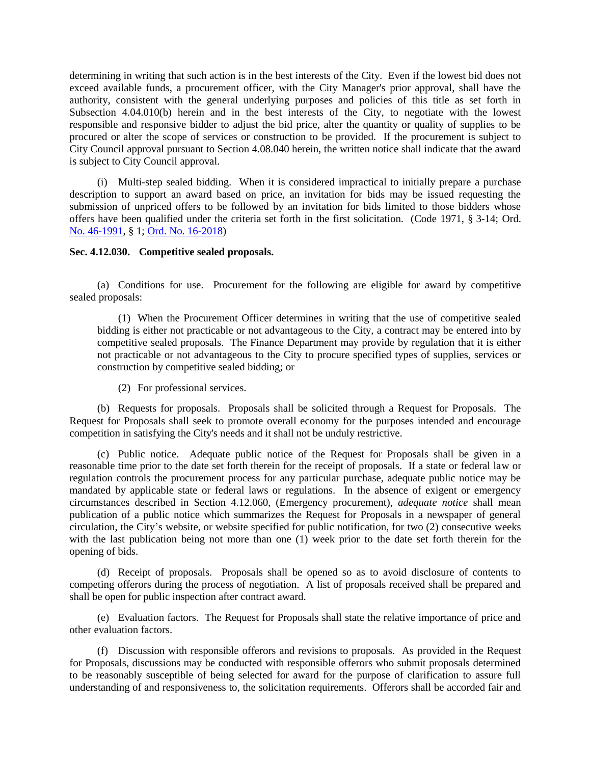determining in writing that such action is in the best interests of the City. Even if the lowest bid does not exceed available funds, a procurement officer, with the City Manager's prior approval, shall have the authority, consistent with the general underlying purposes and policies of this title as set forth in Subsection 4.04.010(b) herein and in the best interests of the City, to negotiate with the lowest responsible and responsive bidder to adjust the bid price, alter the quantity or quality of supplies to be procured or alter the scope of services or construction to be provided. If the procurement is subject to City Council approval pursuant to Section 4.08.040 herein, the written notice shall indicate that the award is subject to City Council approval.

(i) Multi-step sealed bidding. When it is considered impractical to initially prepare a purchase description to support an award based on price, an invitation for bids may be issued requesting the submission of unpriced offers to be followed by an invitation for bids limited to those bidders whose offers have been qualified under the criteria set forth in the first solicitation. (Code 1971, § 3-14; Ord. No. 46-1991, § 1; Ord. No. 16-2018)

**Sec. 4.12.030. Competitive sealed proposals.**

(a) Conditions for use. Procurement for the following are eligible for award by competitive sealed proposals:

(1) When the Procurement Officer determines in writing that the use of competitive sealed bidding is either not practicable or not advantageous to the City, a contract may be entered into by competitive sealed proposals. The Finance Department may provide by regulation that it is either not practicable or not advantageous to the City to procure specified types of supplies, services or construction by competitive sealed bidding; or

(2) For professional services.

(b) Requests for proposals. Proposals shall be solicited through a Request for Proposals. The Request for Proposals shall seek to promote overall economy for the purposes intended and encourage competition in satisfying the City's needs and it shall not be unduly restrictive.

(c) Public notice. Adequate public notice of the Request for Proposals shall be given in a reasonable time prior to the date set forth therein for the receipt of proposals. If a state or federal law or regulation controls the procurement process for any particular purchase, adequate public notice may be mandated by applicable state or federal laws or regulations. In the absence of exigent or emergency circumstances described in Section 4.12.060, (Emergency procurement), *adequate notice* shall mean publication of a public notice which summarizes the Request for Proposals in a newspaper of general circulation, the City's website, or website specified for public notification, for two (2) consecutive weeks with the last publication being not more than one (1) week prior to the date set forth therein for the opening of bids.

(d) Receipt of proposals. Proposals shall be opened so as to avoid disclosure of contents to competing offerors during the process of negotiation. A list of proposals received shall be prepared and shall be open for public inspection after contract award.

(e) Evaluation factors. The Request for Proposals shall state the relative importance of price and other evaluation factors.

(f) Discussion with responsible offerors and revisions to proposals. As provided in the Request for Proposals, discussions may be conducted with responsible offerors who submit proposals determined to be reasonably susceptible of being selected for award for the purpose of clarification to assure full understanding of and responsiveness to, the solicitation requirements. Offerors shall be accorded fair and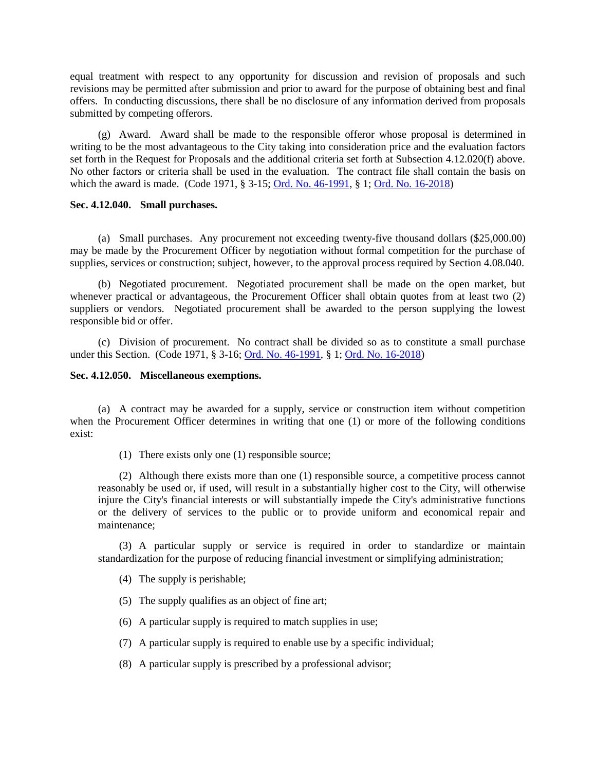equal treatment with respect to any opportunity for discussion and revision of proposals and such revisions may be permitted after submission and prior to award for the purpose of obtaining best and final offers. In conducting discussions, there shall be no disclosure of any information derived from proposals submitted by competing offerors.

(g) Award. Award shall be made to the responsible offeror whose proposal is determined in writing to be the most advantageous to the City taking into consideration price and the evaluation factors set forth in the Request for Proposals and the additional criteria set forth at Subsection 4.12.020(f) above. No other factors or criteria shall be used in the evaluation. The contract file shall contain the basis on which the award is made. (Code 1971, § 3-15; Ord. No. 46-1991, § 1; Ord. No. 16-2018)

**Sec. 4.12.040. Small purchases.**

(a) Small purchases. Any procurement not exceeding twenty-five thousand dollars ($25,000.00) may be made by the Procurement Officer by negotiation without formal competition for the purchase of supplies, services or construction; subject, however, to the approval process required by Section 4.08.040.

(b) Negotiated procurement. Negotiated procurement shall be made on the open market, but whenever practical or advantageous, the Procurement Officer shall obtain quotes from at least two (2) suppliers or vendors. Negotiated procurement shall be awarded to the person supplying the lowest responsible bid or offer.

(c) Division of procurement. No contract shall be divided so as to constitute a small purchase under this Section. (Code 1971, § 3-16; Ord. No. 46-1991, § 1; Ord. No. 16-2018)

**Sec. 4.12.050. Miscellaneous exemptions.**

(a) A contract may be awarded for a supply, service or construction item without competition when the Procurement Officer determines in writing that one (1) or more of the following conditions exist:

(1) There exists only one (1) responsible source;

(2) Although there exists more than one (1) responsible source, a competitive process cannot reasonably be used or, if used, will result in a substantially higher cost to the City, will otherwise injure the City's financial interests or will substantially impede the City's administrative functions or the delivery of services to the public or to provide uniform and economical repair and maintenance;

(3) A particular supply or service is required in order to standardize or maintain standardization for the purpose of reducing financial investment or simplifying administration;

(4) The supply is perishable;

(5) The supply qualifies as an object of fine art;

(6) A particular supply is required to match supplies in use;

(7) A particular supply is required to enable use by a specific individual;

(8) A particular supply is prescribed by a professional advisor;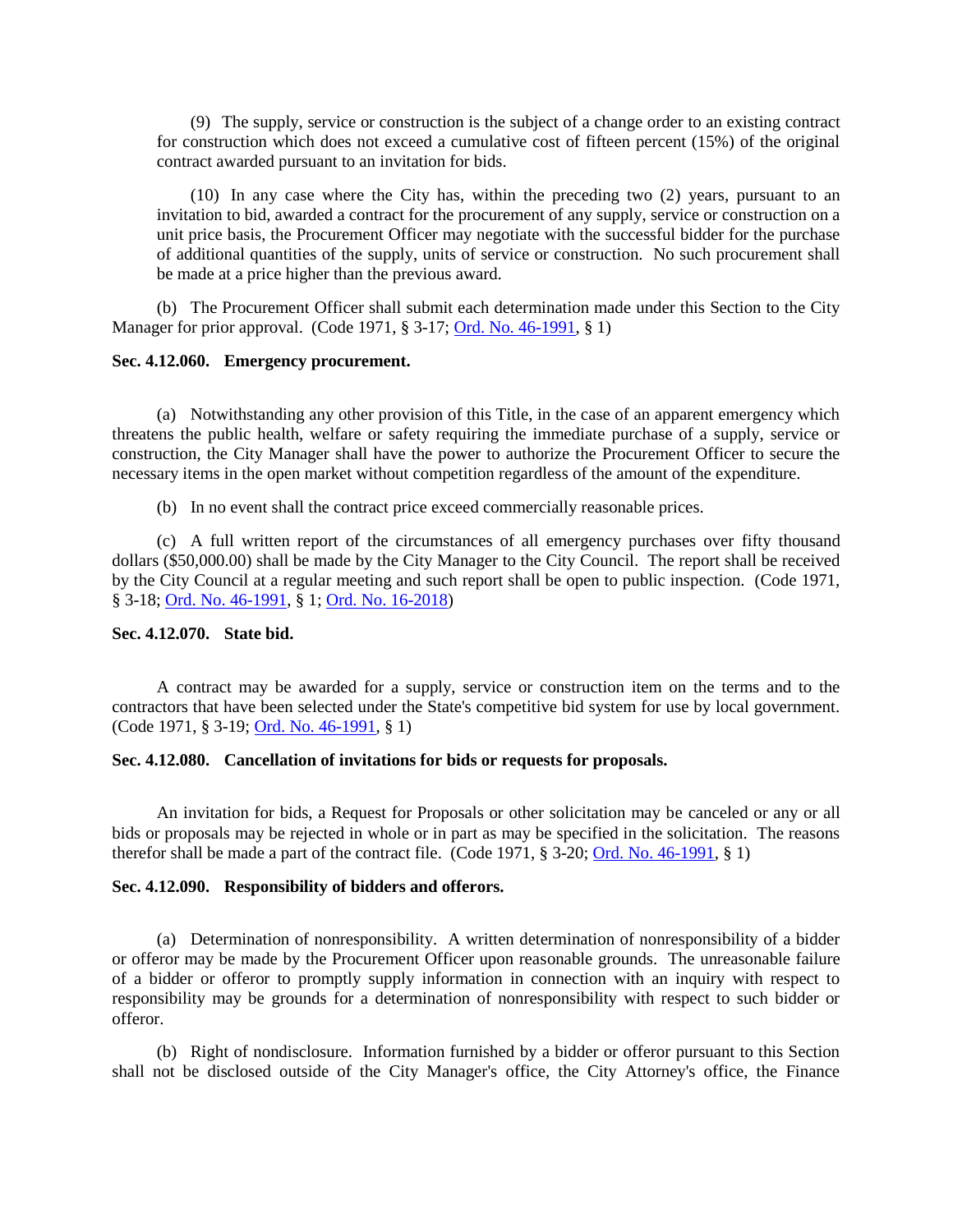(9) The supply, service or construction is the subject of a change order to an existing contract for construction which does not exceed a cumulative cost of fifteen percent (15%) of the original contract awarded pursuant to an invitation for bids.

(10) In any case where the City has, within the preceding two (2) years, pursuant to an invitation to bid, awarded a contract for the procurement of any supply, service or construction on a unit price basis, the Procurement Officer may negotiate with the successful bidder for the purchase of additional quantities of the supply, units of service or construction. No such procurement shall be made at a price higher than the previous award.

(b) The Procurement Officer shall submit each determination made under this Section to the City Manager for prior approval. (Code 1971, § 3-17; Ord. No. 46-1991, § 1)

**Sec. 4.12.060. Emergency procurement.**

(a) Notwithstanding any other provision of this Title, in the case of an apparent emergency which threatens the public health, welfare or safety requiring the immediate purchase of a supply, service or construction, the City Manager shall have the power to authorize the Procurement Officer to secure the necessary items in the open market without competition regardless of the amount of the expenditure.

(b) In no event shall the contract price exceed commercially reasonable prices.

(c) A full written report of the circumstances of all emergency purchases over fifty thousand dollars ($50,000.00) shall be made by the City Manager to the City Council. The report shall be received by the City Council at a regular meeting and such report shall be open to public inspection. (Code 1971, § 3-18; Ord. No. 46-1991, § 1; Ord. No. 16-2018)

**Sec. 4.12.070. State bid.**

A contract may be awarded for a supply, service or construction item on the terms and to the contractors that have been selected under the State's competitive bid system for use by local government. (Code 1971, § 3-19; Ord. No. 46-1991, § 1)

**Sec. 4.12.080. Cancellation of invitations for bids or requests for proposals.**

An invitation for bids, a Request for Proposals or other solicitation may be canceled or any or all bids or proposals may be rejected in whole or in part as may be specified in the solicitation. The reasons therefor shall be made a part of the contract file. (Code 1971, § 3-20; Ord. No. 46-1991, § 1)

**Sec. 4.12.090. Responsibility of bidders and offerors.**

(a) Determination of nonresponsibility. A written determination of nonresponsibility of a bidder or offeror may be made by the Procurement Officer upon reasonable grounds. The unreasonable failure of a bidder or offeror to promptly supply information in connection with an inquiry with respect to responsibility may be grounds for a determination of nonresponsibility with respect to such bidder or offeror.

(b) Right of nondisclosure. Information furnished by a bidder or offeror pursuant to this Section shall not be disclosed outside of the City Manager's office, the City Attorney's office, the Finance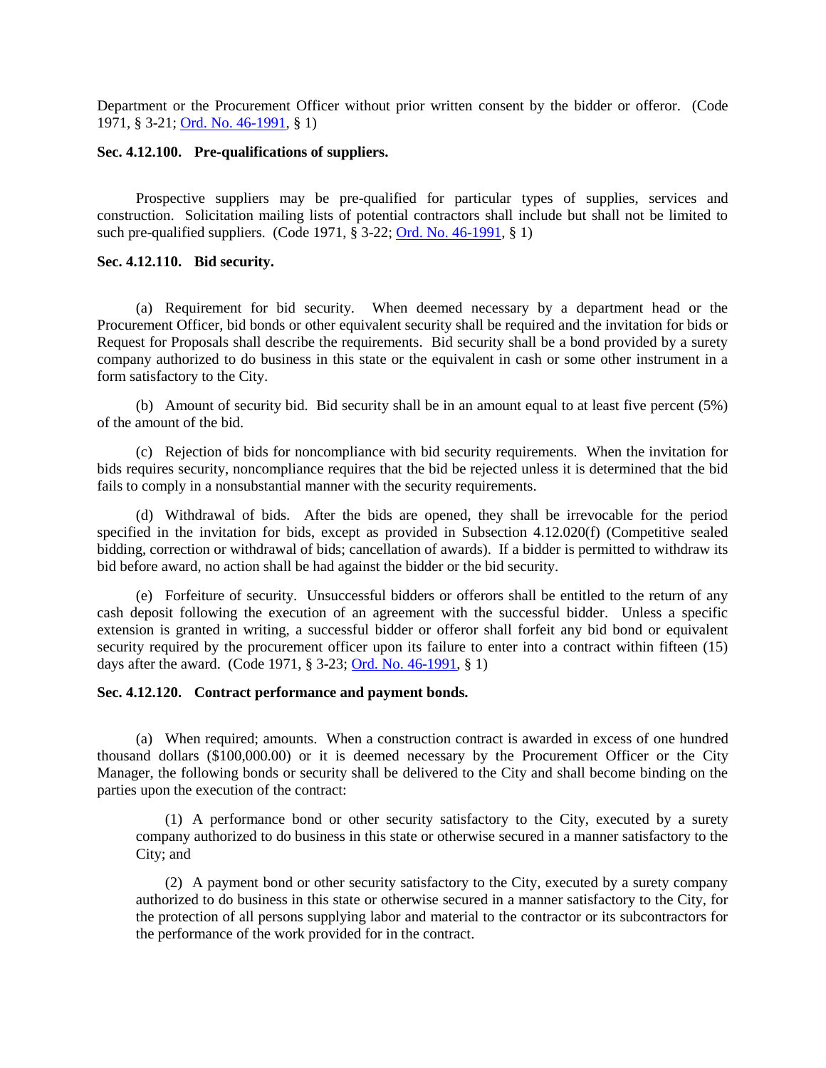Department or the Procurement Officer without prior written consent by the bidder or offeror. (Code 1971, § 3-21; Ord. No. 46-1991, § 1)

**Sec. 4.12.100. Pre-qualifications of suppliers.**

Prospective suppliers may be pre-qualified for particular types of supplies, services and construction. Solicitation mailing lists of potential contractors shall include but shall not be limited to such pre-qualified suppliers. (Code 1971, § 3-22; Ord. No. 46-1991, § 1)

**Sec. 4.12.110. Bid security.**

(a) Requirement for bid security. When deemed necessary by a department head or the Procurement Officer, bid bonds or other equivalent security shall be required and the invitation for bids or Request for Proposals shall describe the requirements. Bid security shall be a bond provided by a surety company authorized to do business in this state or the equivalent in cash or some other instrument in a form satisfactory to the City.

(b) Amount of security bid. Bid security shall be in an amount equal to at least five percent (5%) of the amount of the bid.

(c) Rejection of bids for noncompliance with bid security requirements. When the invitation for bids requires security, noncompliance requires that the bid be rejected unless it is determined that the bid fails to comply in a nonsubstantial manner with the security requirements.

(d) Withdrawal of bids. After the bids are opened, they shall be irrevocable for the period specified in the invitation for bids, except as provided in Subsection 4.12.020(f) (Competitive sealed bidding, correction or withdrawal of bids; cancellation of awards). If a bidder is permitted to withdraw its bid before award, no action shall be had against the bidder or the bid security.

(e) Forfeiture of security. Unsuccessful bidders or offerors shall be entitled to the return of any cash deposit following the execution of an agreement with the successful bidder. Unless a specific extension is granted in writing, a successful bidder or offeror shall forfeit any bid bond or equivalent security required by the procurement officer upon its failure to enter into a contract within fifteen (15) days after the award. (Code 1971, § 3-23; Ord. No. 46-1991, § 1)

**Sec. 4.12.120. Contract performance and payment bonds.**

(a) When required; amounts. When a construction contract is awarded in excess of one hundred thousand dollars ($100,000.00) or it is deemed necessary by the Procurement Officer or the City Manager, the following bonds or security shall be delivered to the City and shall become binding on the parties upon the execution of the contract:

(1) A performance bond or other security satisfactory to the City, executed by a surety company authorized to do business in this state or otherwise secured in a manner satisfactory to the City; and

(2) A payment bond or other security satisfactory to the City, executed by a surety company authorized to do business in this state or otherwise secured in a manner satisfactory to the City, for the protection of all persons supplying labor and material to the contractor or its subcontractors for the performance of the work provided for in the contract.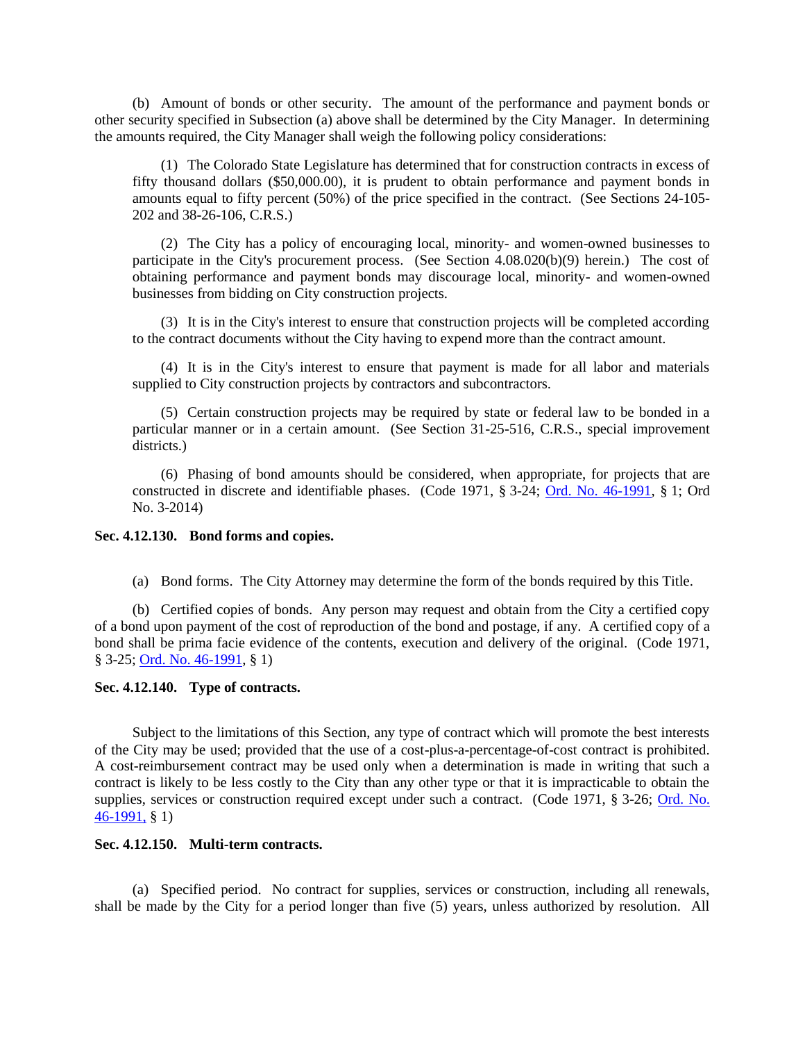(b) Amount of bonds or other security. The amount of the performance and payment bonds or other security specified in Subsection (a) above shall be determined by the City Manager. In determining the amounts required, the City Manager shall weigh the following policy considerations:

(1) The Colorado State Legislature has determined that for construction contracts in excess of fifty thousand dollars ($50,000.00), it is prudent to obtain performance and payment bonds in amounts equal to fifty percent (50%) of the price specified in the contract. (See Sections 24-105-202 and 38-26-106, C.R.S.)

(2) The City has a policy of encouraging local, minority- and women-owned businesses to participate in the City's procurement process. (See Section 4.08.020(b)(9) herein.) The cost of obtaining performance and payment bonds may discourage local, minority- and women-owned businesses from bidding on City construction projects.

(3) It is in the City's interest to ensure that construction projects will be completed according to the contract documents without the City having to expend more than the contract amount.

(4) It is in the City's interest to ensure that payment is made for all labor and materials supplied to City construction projects by contractors and subcontractors.

(5) Certain construction projects may be required by state or federal law to be bonded in a particular manner or in a certain amount. (See Section 31-25-516, C.R.S., special improvement districts.)

(6) Phasing of bond amounts should be considered, when appropriate, for projects that are constructed in discrete and identifiable phases. (Code 1971, § 3-24; Ord. No. 46-1991, § 1; Ord No. 3-2014)

**Sec. 4.12.130. Bond forms and copies.**

(a) Bond forms. The City Attorney may determine the form of the bonds required by this Title.

(b) Certified copies of bonds. Any person may request and obtain from the City a certified copy of a bond upon payment of the cost of reproduction of the bond and postage, if any. A certified copy of a bond shall be prima facie evidence of the contents, execution and delivery of the original. (Code 1971, § 3-25; Ord. No. 46-1991, § 1)

**Sec. 4.12.140. Type of contracts.**

Subject to the limitations of this Section, any type of contract which will promote the best interests of the City may be used; provided that the use of a cost-plus-a-percentage-of-cost contract is prohibited. A cost-reimbursement contract may be used only when a determination is made in writing that such a contract is likely to be less costly to the City than any other type or that it is impracticable to obtain the supplies, services or construction required except under such a contract. (Code 1971, § 3-26; Ord. No. 46-1991, § 1)

**Sec. 4.12.150. Multi-term contracts.**

(a) Specified period. No contract for supplies, services or construction, including all renewals, shall be made by the City for a period longer than five (5) years, unless authorized by resolution. All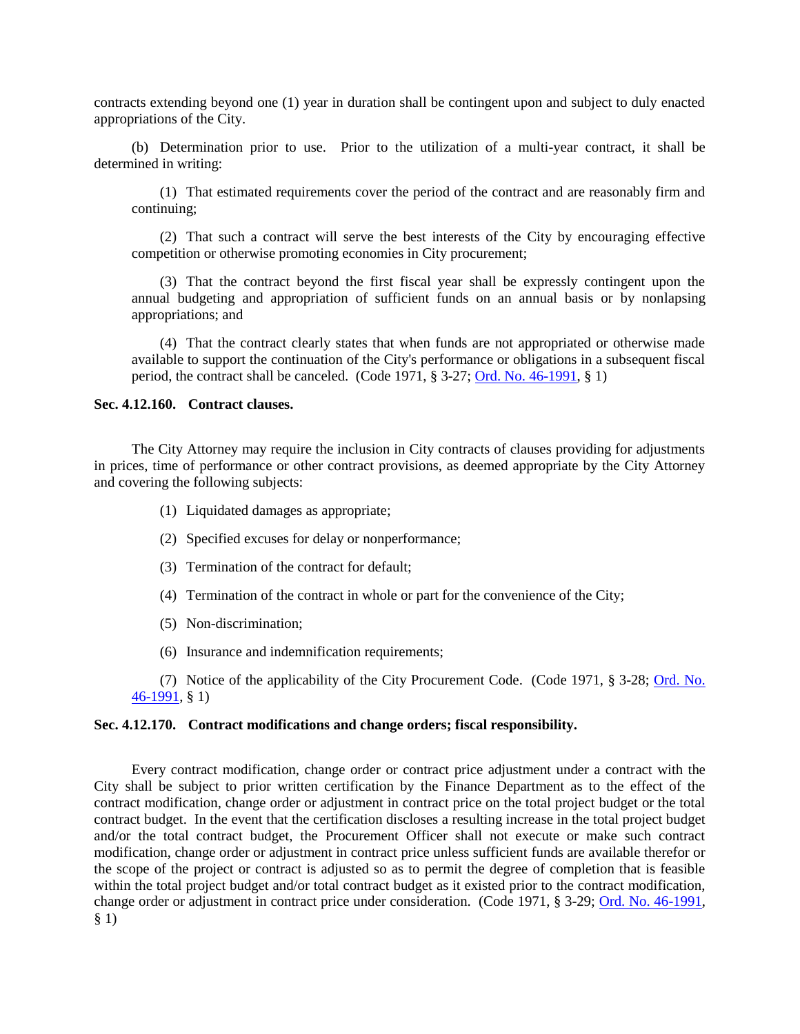contracts extending beyond one (1) year in duration shall be contingent upon and subject to duly enacted appropriations of the City.

(b) Determination prior to use. Prior to the utilization of a multi-year contract, it shall be determined in writing:

(1) That estimated requirements cover the period of the contract and are reasonably firm and continuing;

(2) That such a contract will serve the best interests of the City by encouraging effective competition or otherwise promoting economies in City procurement;

(3) That the contract beyond the first fiscal year shall be expressly contingent upon the annual budgeting and appropriation of sufficient funds on an annual basis or by nonlapsing appropriations; and

(4) That the contract clearly states that when funds are not appropriated or otherwise made available to support the continuation of the City's performance or obligations in a subsequent fiscal period, the contract shall be canceled. (Code 1971, § 3-27; Ord. No. 46-1991, § 1)

**Sec. 4.12.160. Contract clauses.**

The City Attorney may require the inclusion in City contracts of clauses providing for adjustments in prices, time of performance or other contract provisions, as deemed appropriate by the City Attorney and covering the following subjects:

(1) Liquidated damages as appropriate;

(2) Specified excuses for delay or nonperformance;

(3) Termination of the contract for default;

(4) Termination of the contract in whole or part for the convenience of the City;

(5) Non-discrimination;

(6) Insurance and indemnification requirements;

(7) Notice of the applicability of the City Procurement Code. (Code 1971, § 3-28; Ord. No. 46-1991, § 1)

**Sec. 4.12.170. Contract modifications and change orders; fiscal responsibility.**

Every contract modification, change order or contract price adjustment under a contract with the City shall be subject to prior written certification by the Finance Department as to the effect of the contract modification, change order or adjustment in contract price on the total project budget or the total contract budget. In the event that the certification discloses a resulting increase in the total project budget and/or the total contract budget, the Procurement Officer shall not execute or make such contract modification, change order or adjustment in contract price unless sufficient funds are available therefor or the scope of the project or contract is adjusted so as to permit the degree of completion that is feasible within the total project budget and/or total contract budget as it existed prior to the contract modification, change order or adjustment in contract price under consideration. (Code 1971, § 3-29; Ord. No. 46-1991, § 1)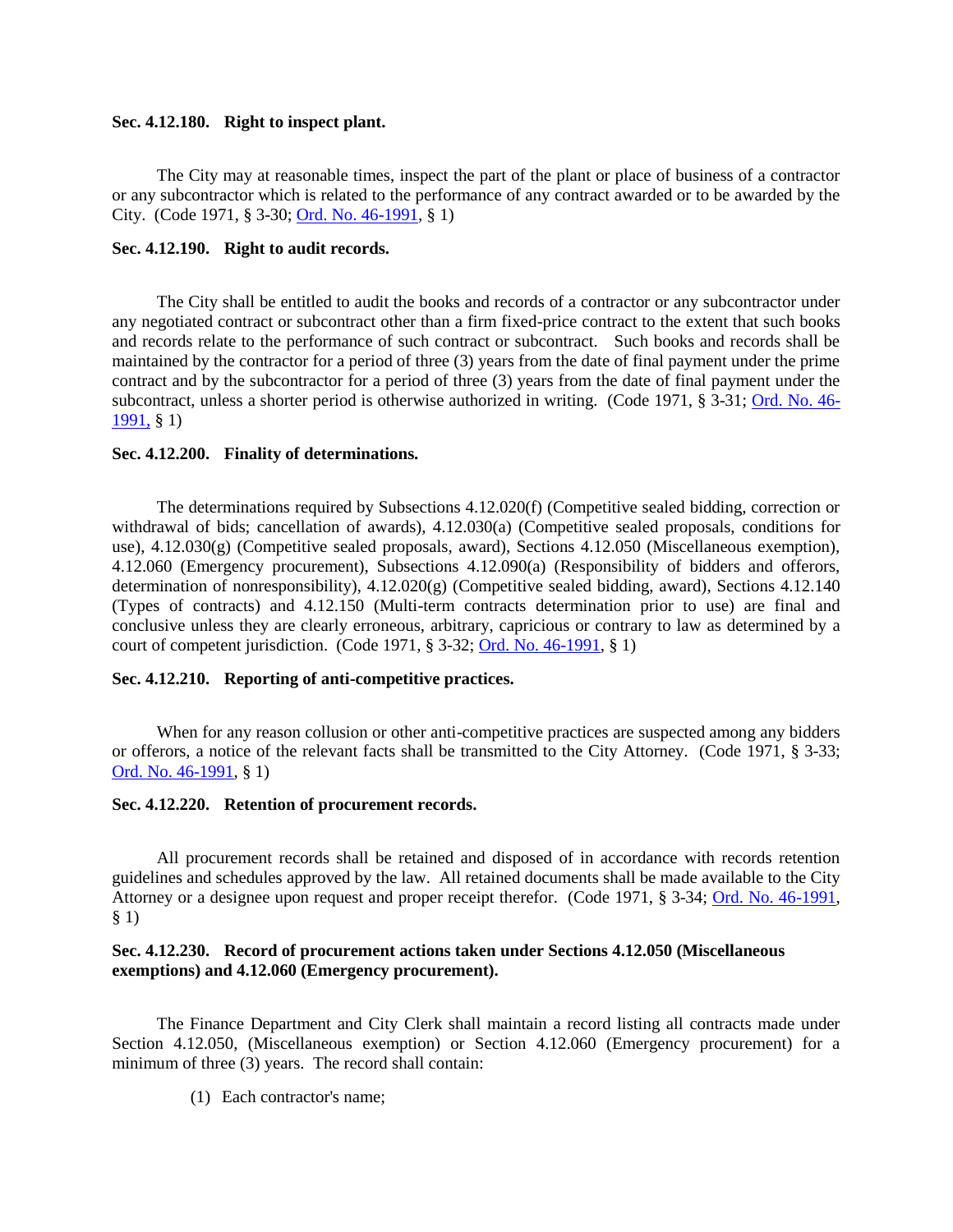**Sec. 4.12.180. Right to inspect plant.**

The City may at reasonable times, inspect the part of the plant or place of business of a contractor or any subcontractor which is related to the performance of any contract awarded or to be awarded by the City. (Code 1971, § 3-30; Ord. No. 46-1991, § 1)

**Sec. 4.12.190. Right to audit records.**

The City shall be entitled to audit the books and records of a contractor or any subcontractor under any negotiated contract or subcontract other than a firm fixed-price contract to the extent that such books and records relate to the performance of such contract or subcontract. Such books and records shall be maintained by the contractor for a period of three (3) years from the date of final payment under the prime contract and by the subcontractor for a period of three (3) years from the date of final payment under the subcontract, unless a shorter period is otherwise authorized in writing. (Code 1971, § 3-31; Ord. No. 46-1991, § 1)

**Sec. 4.12.200. Finality of determinations.**

The determinations required by Subsections 4.12.020(f) (Competitive sealed bidding, correction or withdrawal of bids; cancellation of awards), 4.12.030(a) (Competitive sealed proposals, conditions for use), 4.12.030(g) (Competitive sealed proposals, award), Sections 4.12.050 (Miscellaneous exemption), 4.12.060 (Emergency procurement), Subsections 4.12.090(a) (Responsibility of bidders and offerors, determination of nonresponsibility), 4.12.020(g) (Competitive sealed bidding, award), Sections 4.12.140 (Types of contracts) and 4.12.150 (Multi-term contracts determination prior to use) are final and conclusive unless they are clearly erroneous, arbitrary, capricious or contrary to law as determined by a court of competent jurisdiction. (Code 1971, § 3-32; Ord. No. 46-1991, § 1)

**Sec. 4.12.210. Reporting of anti-competitive practices.**

When for any reason collusion or other anti-competitive practices are suspected among any bidders or offerors, a notice of the relevant facts shall be transmitted to the City Attorney. (Code 1971, § 3-33; Ord. No. 46-1991, § 1)

**Sec. 4.12.220. Retention of procurement records.**

All procurement records shall be retained and disposed of in accordance with records retention guidelines and schedules approved by the law. All retained documents shall be made available to the City Attorney or a designee upon request and proper receipt therefor. (Code 1971, § 3-34; Ord. No. 46-1991, § 1)

**Sec. 4.12.230. Record of procurement actions taken under Sections 4.12.050 (Miscellaneous exemptions) and 4.12.060 (Emergency procurement).**

The Finance Department and City Clerk shall maintain a record listing all contracts made under Section 4.12.050, (Miscellaneous exemption) or Section 4.12.060 (Emergency procurement) for a minimum of three (3) years. The record shall contain:

(1) Each contractor's name;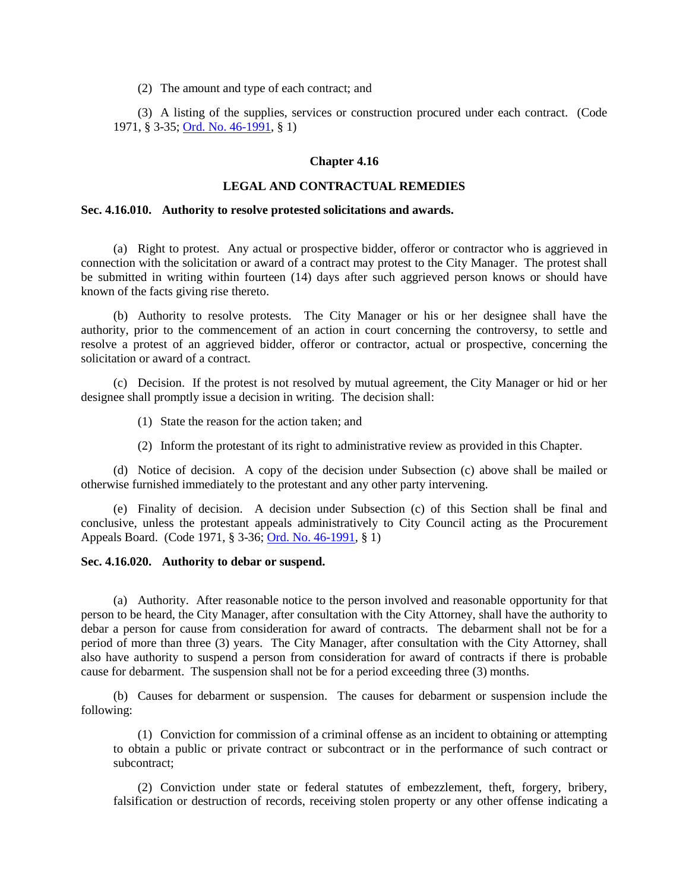(2) The amount and type of each contract; and

(3) A listing of the supplies, services or construction procured under each contract. (Code 1971, § 3-35; [Ord. No. 46-1991](), § 1)

## Chapter 4.16

## LEGAL AND CONTRACTUAL REMEDIES

### Sec. 4.16.010. Authority to resolve protested solicitations and awards.

(a) Right to protest. Any actual or prospective bidder, offeror or contractor who is aggrieved in connection with the solicitation or award of a contract may protest to the City Manager. The protest shall be submitted in writing within fourteen (14) days after such aggrieved person knows or should have known of the facts giving rise thereto.

(b) Authority to resolve protests. The City Manager or his or her designee shall have the authority, prior to the commencement of an action in court concerning the controversy, to settle and resolve a protest of an aggrieved bidder, offeror or contractor, actual or prospective, concerning the solicitation or award of a contract.

(c) Decision. If the protest is not resolved by mutual agreement, the City Manager or hid or her designee shall promptly issue a decision in writing. The decision shall:

(1) State the reason for the action taken; and

(2) Inform the protestant of its right to administrative review as provided in this Chapter.

(d) Notice of decision. A copy of the decision under Subsection (c) above shall be mailed or otherwise furnished immediately to the protestant and any other party intervening.

(e) Finality of decision. A decision under Subsection (c) of this Section shall be final and conclusive, unless the protestant appeals administratively to City Council acting as the Procurement Appeals Board. (Code 1971, § 3-36; [Ord. No. 46-1991](), § 1)

### Sec. 4.16.020. Authority to debar or suspend.

(a) Authority. After reasonable notice to the person involved and reasonable opportunity for that person to be heard, the City Manager, after consultation with the City Attorney, shall have the authority to debar a person for cause from consideration for award of contracts. The debarment shall not be for a period of more than three (3) years. The City Manager, after consultation with the City Attorney, shall also have authority to suspend a person from consideration for award of contracts if there is probable cause for debarment. The suspension shall not be for a period exceeding three (3) months.

(b) Causes for debarment or suspension. The causes for debarment or suspension include the following:

(1) Conviction for commission of a criminal offense as an incident to obtaining or attempting to obtain a public or private contract or subcontract or in the performance of such contract or subcontract;

(2) Conviction under state or federal statutes of embezzlement, theft, forgery, bribery, falsification or destruction of records, receiving stolen property or any other offense indicating a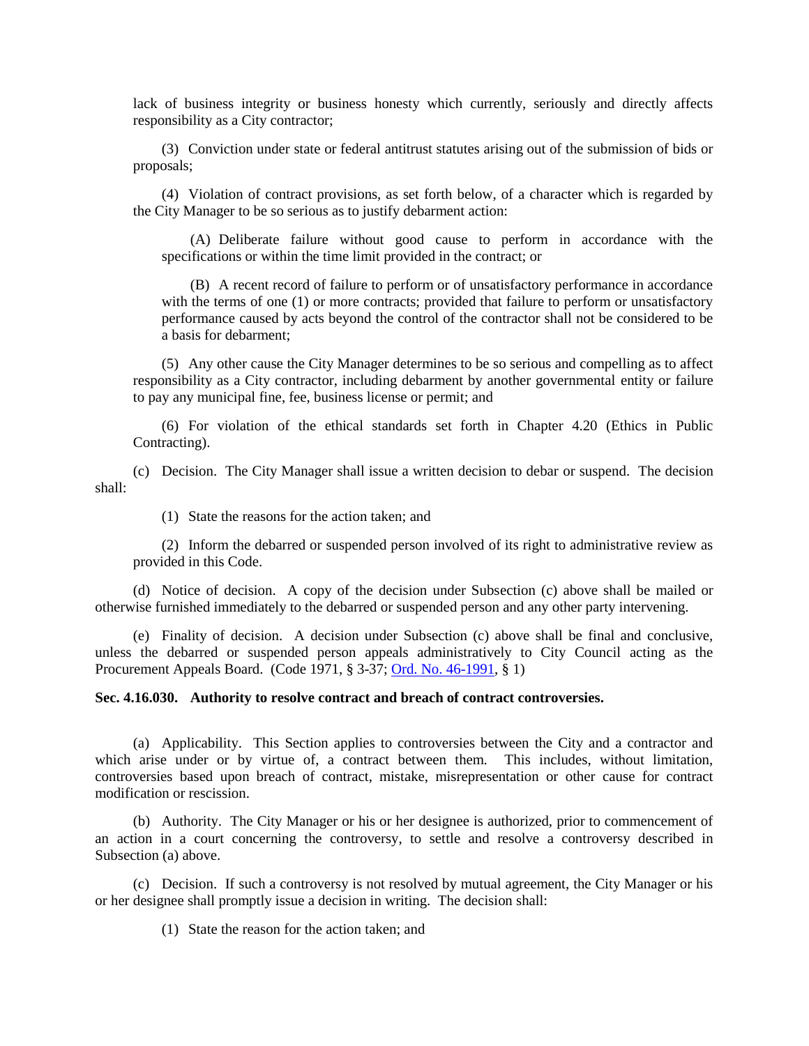lack of business integrity or business honesty which currently, seriously and directly affects responsibility as a City contractor;

(3) Conviction under state or federal antitrust statutes arising out of the submission of bids or proposals;

(4) Violation of contract provisions, as set forth below, of a character which is regarded by the City Manager to be so serious as to justify debarment action:

(A) Deliberate failure without good cause to perform in accordance with the specifications or within the time limit provided in the contract; or

(B) A recent record of failure to perform or of unsatisfactory performance in accordance with the terms of one (1) or more contracts; provided that failure to perform or unsatisfactory performance caused by acts beyond the control of the contractor shall not be considered to be a basis for debarment;

(5) Any other cause the City Manager determines to be so serious and compelling as to affect responsibility as a City contractor, including debarment by another governmental entity or failure to pay any municipal fine, fee, business license or permit; and

(6) For violation of the ethical standards set forth in Chapter 4.20 (Ethics in Public Contracting).

(c) Decision. The City Manager shall issue a written decision to debar or suspend. The decision shall:

(1) State the reasons for the action taken; and

(2) Inform the debarred or suspended person involved of its right to administrative review as provided in this Code.

(d) Notice of decision. A copy of the decision under Subsection (c) above shall be mailed or otherwise furnished immediately to the debarred or suspended person and any other party intervening.

(e) Finality of decision. A decision under Subsection (c) above shall be final and conclusive, unless the debarred or suspended person appeals administratively to City Council acting as the Procurement Appeals Board. (Code 1971, § 3-37; Ord. No. 46-1991, § 1)

**Sec. 4.16.030. Authority to resolve contract and breach of contract controversies.**

(a) Applicability. This Section applies to controversies between the City and a contractor and which arise under or by virtue of, a contract between them. This includes, without limitation, controversies based upon breach of contract, mistake, misrepresentation or other cause for contract modification or rescission.

(b) Authority. The City Manager or his or her designee is authorized, prior to commencement of an action in a court concerning the controversy, to settle and resolve a controversy described in Subsection (a) above.

(c) Decision. If such a controversy is not resolved by mutual agreement, the City Manager or his or her designee shall promptly issue a decision in writing. The decision shall:

(1) State the reason for the action taken; and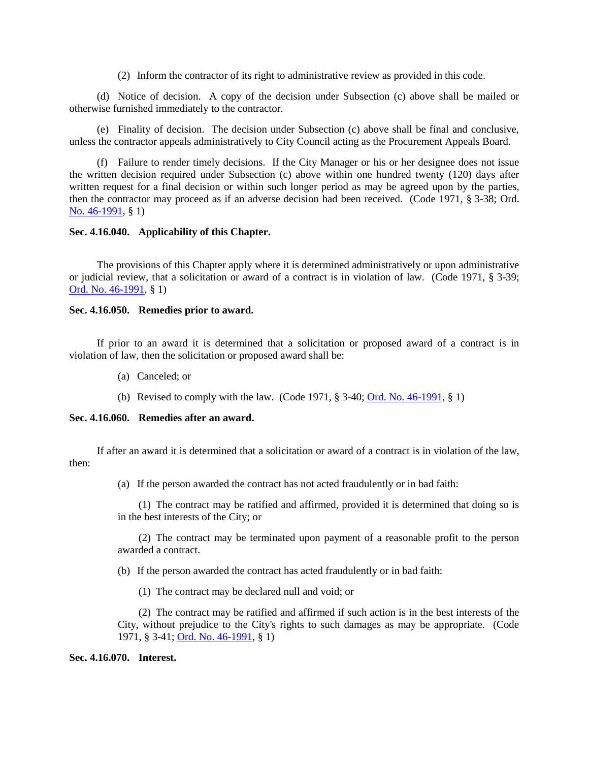(2) Inform the contractor of its right to administrative review as provided in this code.

(d) Notice of decision. A copy of the decision under Subsection (c) above shall be mailed or otherwise furnished immediately to the contractor.

(e) Finality of decision. The decision under Subsection (c) above shall be final and conclusive, unless the contractor appeals administratively to City Council acting as the Procurement Appeals Board.

(f) Failure to render timely decisions. If the City Manager or his or her designee does not issue the written decision required under Subsection (c) above within one hundred twenty (120) days after written request for a final decision or within such longer period as may be agreed upon by the parties, then the contractor may proceed as if an adverse decision had been received. (Code 1971, § 3-38; Ord. No. 46-1991, § 1)

**Sec. 4.16.040. Applicability of this Chapter.**

The provisions of this Chapter apply where it is determined administratively or upon administrative or judicial review, that a solicitation or award of a contract is in violation of law. (Code 1971, § 3-39; Ord. No. 46-1991, § 1)

**Sec. 4.16.050. Remedies prior to award.**

If prior to an award it is determined that a solicitation or proposed award of a contract is in violation of law, then the solicitation or proposed award shall be:

(a) Canceled; or

(b) Revised to comply with the law. (Code 1971, § 3-40; Ord. No. 46-1991, § 1)

**Sec. 4.16.060. Remedies after an award.**

If after an award it is determined that a solicitation or award of a contract is in violation of the law, then:

(a) If the person awarded the contract has not acted fraudulently or in bad faith:

(1) The contract may be ratified and affirmed, provided it is determined that doing so is in the best interests of the City; or

(2) The contract may be terminated upon payment of a reasonable profit to the person awarded a contract.

(b) If the person awarded the contract has acted fraudulently or in bad faith:

(1) The contract may be declared null and void; or

(2) The contract may be ratified and affirmed if such action is in the best interests of the City, without prejudice to the City's rights to such damages as may be appropriate. (Code 1971, § 3-41; Ord. No. 46-1991, § 1)

**Sec. 4.16.070. Interest.**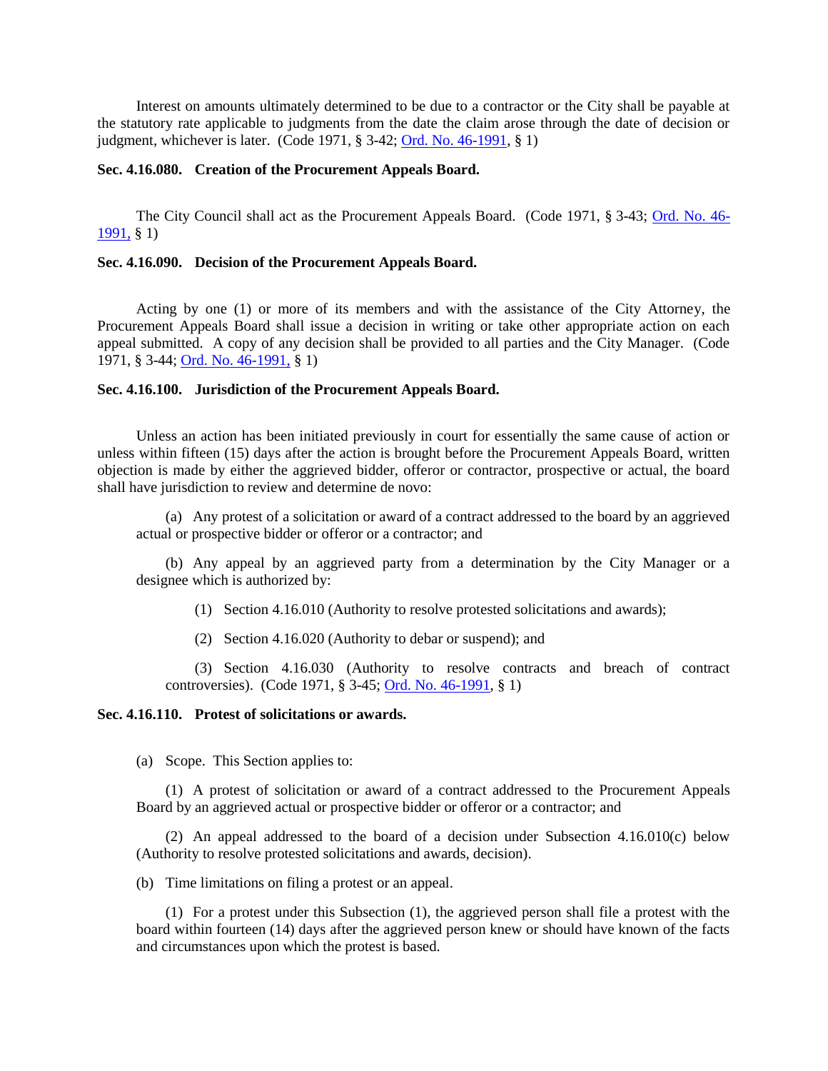Interest on amounts ultimately determined to be due to a contractor or the City shall be payable at the statutory rate applicable to judgments from the date the claim arose through the date of decision or judgment, whichever is later. (Code 1971, § 3-42; Ord. No. 46-1991, § 1)

**Sec. 4.16.080. Creation of the Procurement Appeals Board.**

The City Council shall act as the Procurement Appeals Board. (Code 1971, § 3-43; Ord. No. 46-1991, § 1)

**Sec. 4.16.090. Decision of the Procurement Appeals Board.**

Acting by one (1) or more of its members and with the assistance of the City Attorney, the Procurement Appeals Board shall issue a decision in writing or take other appropriate action on each appeal submitted. A copy of any decision shall be provided to all parties and the City Manager. (Code 1971, § 3-44; Ord. No. 46-1991, § 1)

**Sec. 4.16.100. Jurisdiction of the Procurement Appeals Board.**

Unless an action has been initiated previously in court for essentially the same cause of action or unless within fifteen (15) days after the action is brought before the Procurement Appeals Board, written objection is made by either the aggrieved bidder, offeror or contractor, prospective or actual, the board shall have jurisdiction to review and determine de novo:

(a) Any protest of a solicitation or award of a contract addressed to the board by an aggrieved actual or prospective bidder or offeror or a contractor; and

(b) Any appeal by an aggrieved party from a determination by the City Manager or a designee which is authorized by:

(1) Section 4.16.010 (Authority to resolve protested solicitations and awards);

(2) Section 4.16.020 (Authority to debar or suspend); and

(3) Section 4.16.030 (Authority to resolve contracts and breach of contract controversies). (Code 1971, § 3-45; Ord. No. 46-1991, § 1)

**Sec. 4.16.110. Protest of solicitations or awards.**

(a) Scope. This Section applies to:

(1) A protest of solicitation or award of a contract addressed to the Procurement Appeals Board by an aggrieved actual or prospective bidder or offeror or a contractor; and

(2) An appeal addressed to the board of a decision under Subsection 4.16.010(c) below (Authority to resolve protested solicitations and awards, decision).

(b) Time limitations on filing a protest or an appeal.

(1) For a protest under this Subsection (1), the aggrieved person shall file a protest with the board within fourteen (14) days after the aggrieved person knew or should have known of the facts and circumstances upon which the protest is based.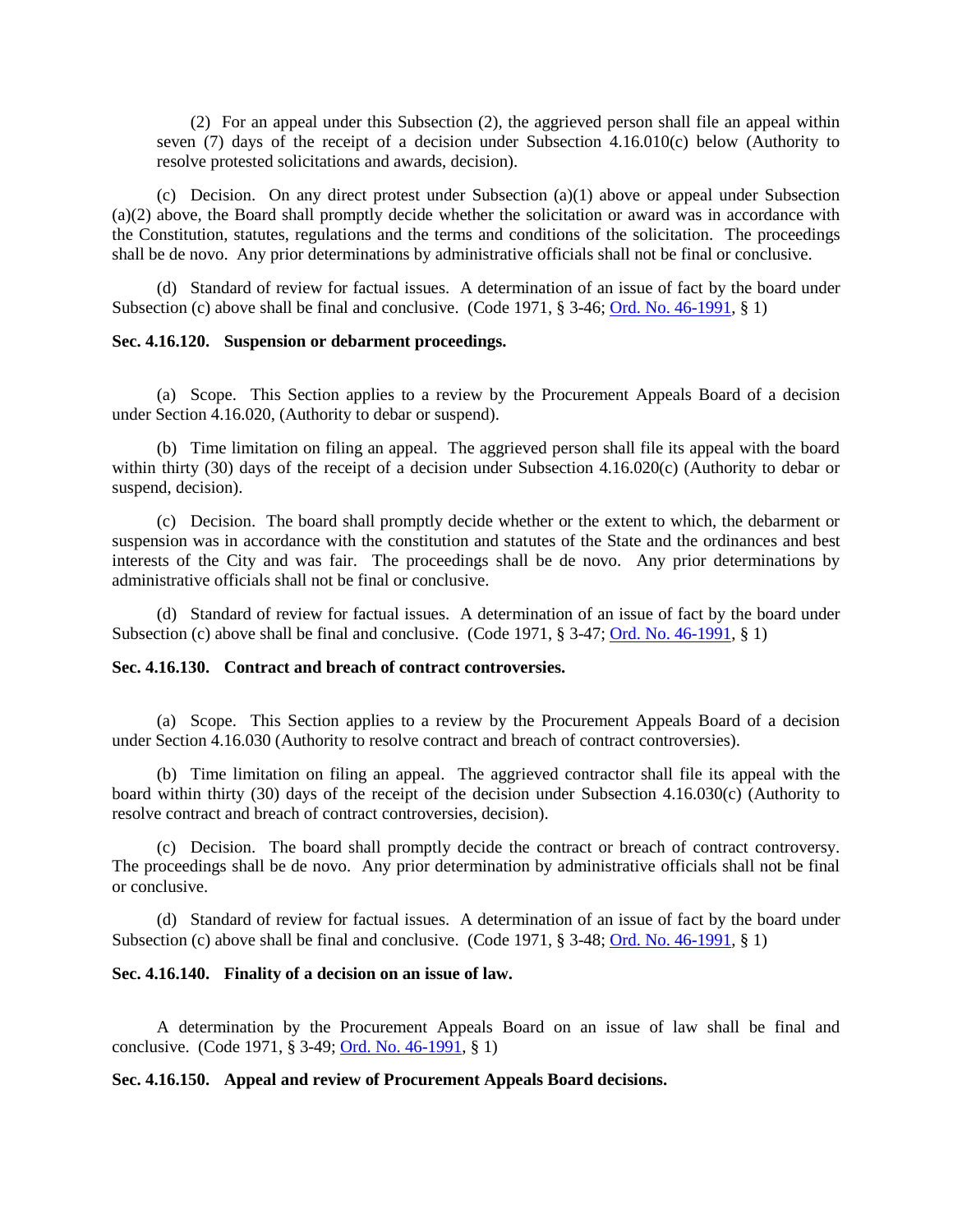(2) For an appeal under this Subsection (2), the aggrieved person shall file an appeal within seven (7) days of the receipt of a decision under Subsection 4.16.010(c) below (Authority to resolve protested solicitations and awards, decision).

(c) Decision. On any direct protest under Subsection (a)(1) above or appeal under Subsection (a)(2) above, the Board shall promptly decide whether the solicitation or award was in accordance with the Constitution, statutes, regulations and the terms and conditions of the solicitation. The proceedings shall be de novo. Any prior determinations by administrative officials shall not be final or conclusive.

(d) Standard of review for factual issues. A determination of an issue of fact by the board under Subsection (c) above shall be final and conclusive. (Code 1971, § 3-46; Ord. No. 46-1991, § 1)

**Sec. 4.16.120. Suspension or debarment proceedings.**

(a) Scope. This Section applies to a review by the Procurement Appeals Board of a decision under Section 4.16.020, (Authority to debar or suspend).

(b) Time limitation on filing an appeal. The aggrieved person shall file its appeal with the board within thirty (30) days of the receipt of a decision under Subsection 4.16.020(c) (Authority to debar or suspend, decision).

(c) Decision. The board shall promptly decide whether or the extent to which, the debarment or suspension was in accordance with the constitution and statutes of the State and the ordinances and best interests of the City and was fair. The proceedings shall be de novo. Any prior determinations by administrative officials shall not be final or conclusive.

(d) Standard of review for factual issues. A determination of an issue of fact by the board under Subsection (c) above shall be final and conclusive. (Code 1971, § 3-47; Ord. No. 46-1991, § 1)

**Sec. 4.16.130. Contract and breach of contract controversies.**

(a) Scope. This Section applies to a review by the Procurement Appeals Board of a decision under Section 4.16.030 (Authority to resolve contract and breach of contract controversies).

(b) Time limitation on filing an appeal. The aggrieved contractor shall file its appeal with the board within thirty (30) days of the receipt of the decision under Subsection 4.16.030(c) (Authority to resolve contract and breach of contract controversies, decision).

(c) Decision. The board shall promptly decide the contract or breach of contract controversy. The proceedings shall be de novo. Any prior determination by administrative officials shall not be final or conclusive.

(d) Standard of review for factual issues. A determination of an issue of fact by the board under Subsection (c) above shall be final and conclusive. (Code 1971, § 3-48; Ord. No. 46-1991, § 1)

**Sec. 4.16.140. Finality of a decision on an issue of law.**

A determination by the Procurement Appeals Board on an issue of law shall be final and conclusive. (Code 1971, § 3-49; Ord. No. 46-1991, § 1)

**Sec. 4.16.150. Appeal and review of Procurement Appeals Board decisions.**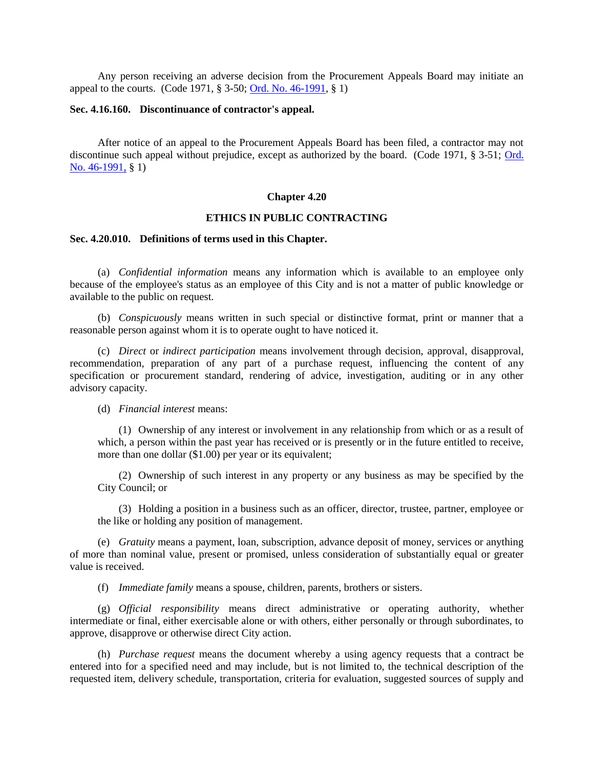Any person receiving an adverse decision from the Procurement Appeals Board may initiate an appeal to the courts. (Code 1971, § 3-50; Ord. No. 46-1991, § 1)

**Sec. 4.16.160. Discontinuance of contractor's appeal.**

After notice of an appeal to the Procurement Appeals Board has been filed, a contractor may not discontinue such appeal without prejudice, except as authorized by the board. (Code 1971, § 3-51; Ord. No. 46-1991, § 1)

## Chapter 4.20

## ETHICS IN PUBLIC CONTRACTING

**Sec. 4.20.010. Definitions of terms used in this Chapter.**

(a) *Confidential information* means any information which is available to an employee only because of the employee's status as an employee of this City and is not a matter of public knowledge or available to the public on request.

(b) *Conspicuously* means written in such special or distinctive format, print or manner that a reasonable person against whom it is to operate ought to have noticed it.

(c) *Direct* or *indirect participation* means involvement through decision, approval, disapproval, recommendation, preparation of any part of a purchase request, influencing the content of any specification or procurement standard, rendering of advice, investigation, auditing or in any other advisory capacity.

(d) *Financial interest* means:

(1) Ownership of any interest or involvement in any relationship from which or as a result of which, a person within the past year has received or is presently or in the future entitled to receive, more than one dollar ($1.00) per year or its equivalent;

(2) Ownership of such interest in any property or any business as may be specified by the City Council; or

(3) Holding a position in a business such as an officer, director, trustee, partner, employee or the like or holding any position of management.

(e) *Gratuity* means a payment, loan, subscription, advance deposit of money, services or anything of more than nominal value, present or promised, unless consideration of substantially equal or greater value is received.

(f) *Immediate family* means a spouse, children, parents, brothers or sisters.

(g) *Official responsibility* means direct administrative or operating authority, whether intermediate or final, either exercisable alone or with others, either personally or through subordinates, to approve, disapprove or otherwise direct City action.

(h) *Purchase request* means the document whereby a using agency requests that a contract be entered into for a specified need and may include, but is not limited to, the technical description of the requested item, delivery schedule, transportation, criteria for evaluation, suggested sources of supply and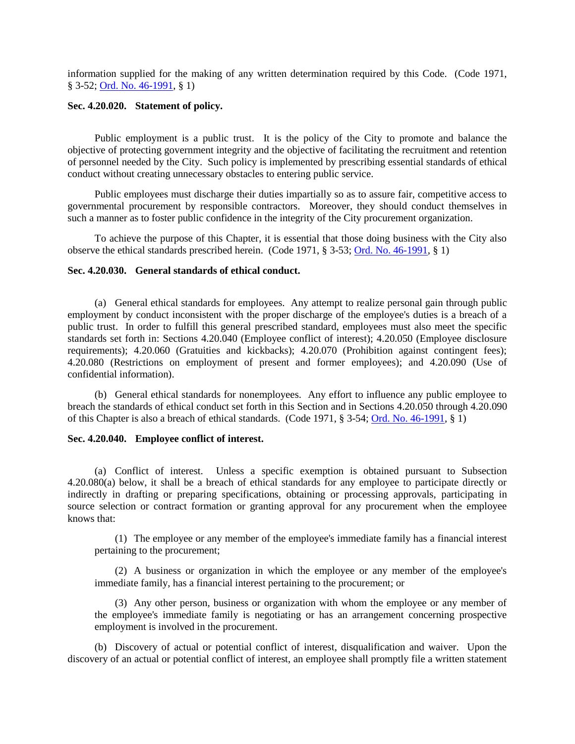information supplied for the making of any written determination required by this Code. (Code 1971, § 3-52; Ord. No. 46-1991, § 1)

**Sec. 4.20.020. Statement of policy.**

Public employment is a public trust. It is the policy of the City to promote and balance the objective of protecting government integrity and the objective of facilitating the recruitment and retention of personnel needed by the City. Such policy is implemented by prescribing essential standards of ethical conduct without creating unnecessary obstacles to entering public service.

Public employees must discharge their duties impartially so as to assure fair, competitive access to governmental procurement by responsible contractors. Moreover, they should conduct themselves in such a manner as to foster public confidence in the integrity of the City procurement organization.

To achieve the purpose of this Chapter, it is essential that those doing business with the City also observe the ethical standards prescribed herein. (Code 1971, § 3-53; Ord. No. 46-1991, § 1)

**Sec. 4.20.030. General standards of ethical conduct.**

(a) General ethical standards for employees. Any attempt to realize personal gain through public employment by conduct inconsistent with the proper discharge of the employee's duties is a breach of a public trust. In order to fulfill this general prescribed standard, employees must also meet the specific standards set forth in: Sections 4.20.040 (Employee conflict of interest); 4.20.050 (Employee disclosure requirements); 4.20.060 (Gratuities and kickbacks); 4.20.070 (Prohibition against contingent fees); 4.20.080 (Restrictions on employment of present and former employees); and 4.20.090 (Use of confidential information).

(b) General ethical standards for nonemployees. Any effort to influence any public employee to breach the standards of ethical conduct set forth in this Section and in Sections 4.20.050 through 4.20.090 of this Chapter is also a breach of ethical standards. (Code 1971, § 3-54; Ord. No. 46-1991, § 1)

**Sec. 4.20.040. Employee conflict of interest.**

(a) Conflict of interest. Unless a specific exemption is obtained pursuant to Subsection 4.20.080(a) below, it shall be a breach of ethical standards for any employee to participate directly or indirectly in drafting or preparing specifications, obtaining or processing approvals, participating in source selection or contract formation or granting approval for any procurement when the employee knows that:

(1) The employee or any member of the employee's immediate family has a financial interest pertaining to the procurement;

(2) A business or organization in which the employee or any member of the employee's immediate family, has a financial interest pertaining to the procurement; or

(3) Any other person, business or organization with whom the employee or any member of the employee's immediate family is negotiating or has an arrangement concerning prospective employment is involved in the procurement.

(b) Discovery of actual or potential conflict of interest, disqualification and waiver. Upon the discovery of an actual or potential conflict of interest, an employee shall promptly file a written statement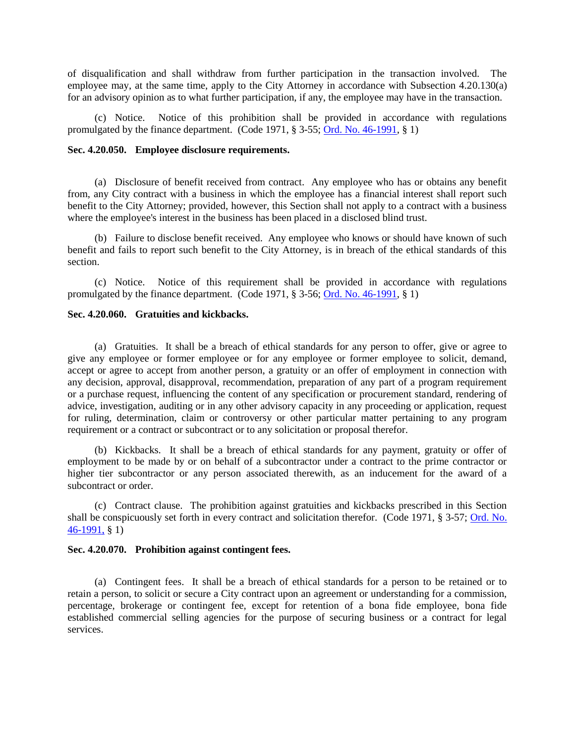of disqualification and shall withdraw from further participation in the transaction involved. The employee may, at the same time, apply to the City Attorney in accordance with Subsection 4.20.130(a) for an advisory opinion as to what further participation, if any, the employee may have in the transaction.

(c) Notice. Notice of this prohibition shall be provided in accordance with regulations promulgated by the finance department. (Code 1971, § 3-55; Ord. No. 46-1991, § 1)

**Sec. 4.20.050. Employee disclosure requirements.**

(a) Disclosure of benefit received from contract. Any employee who has or obtains any benefit from, any City contract with a business in which the employee has a financial interest shall report such benefit to the City Attorney; provided, however, this Section shall not apply to a contract with a business where the employee's interest in the business has been placed in a disclosed blind trust.

(b) Failure to disclose benefit received. Any employee who knows or should have known of such benefit and fails to report such benefit to the City Attorney, is in breach of the ethical standards of this section.

(c) Notice. Notice of this requirement shall be provided in accordance with regulations promulgated by the finance department. (Code 1971, § 3-56; Ord. No. 46-1991, § 1)

**Sec. 4.20.060. Gratuities and kickbacks.**

(a) Gratuities. It shall be a breach of ethical standards for any person to offer, give or agree to give any employee or former employee or for any employee or former employee to solicit, demand, accept or agree to accept from another person, a gratuity or an offer of employment in connection with any decision, approval, disapproval, recommendation, preparation of any part of a program requirement or a purchase request, influencing the content of any specification or procurement standard, rendering of advice, investigation, auditing or in any other advisory capacity in any proceeding or application, request for ruling, determination, claim or controversy or other particular matter pertaining to any program requirement or a contract or subcontract or to any solicitation or proposal therefor.

(b) Kickbacks. It shall be a breach of ethical standards for any payment, gratuity or offer of employment to be made by or on behalf of a subcontractor under a contract to the prime contractor or higher tier subcontractor or any person associated therewith, as an inducement for the award of a subcontract or order.

(c) Contract clause. The prohibition against gratuities and kickbacks prescribed in this Section shall be conspicuously set forth in every contract and solicitation therefor. (Code 1971, § 3-57; Ord. No. 46-1991, § 1)

**Sec. 4.20.070. Prohibition against contingent fees.**

(a) Contingent fees. It shall be a breach of ethical standards for a person to be retained or to retain a person, to solicit or secure a City contract upon an agreement or understanding for a commission, percentage, brokerage or contingent fee, except for retention of a bona fide employee, bona fide established commercial selling agencies for the purpose of securing business or a contract for legal services.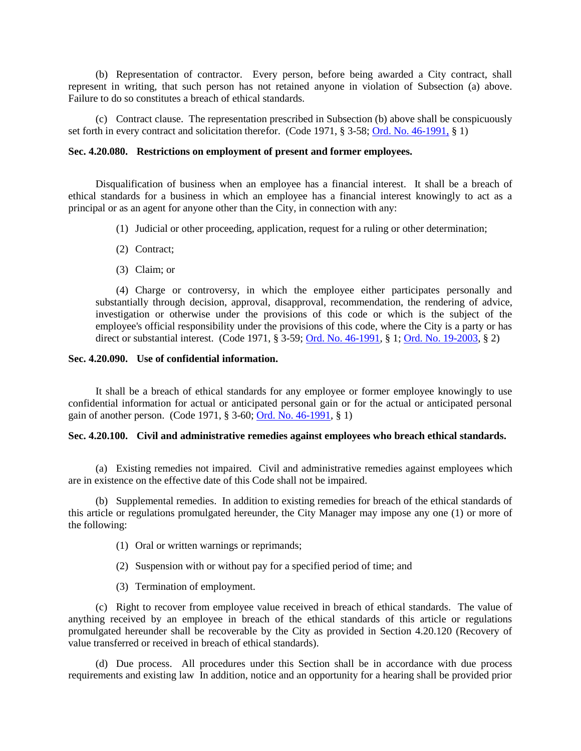(b) Representation of contractor. Every person, before being awarded a City contract, shall represent in writing, that such person has not retained anyone in violation of Subsection (a) above. Failure to do so constitutes a breach of ethical standards.

(c) Contract clause. The representation prescribed in Subsection (b) above shall be conspicuously set forth in every contract and solicitation therefor. (Code 1971, § 3-58; Ord. No. 46-1991, § 1)

**Sec. 4.20.080. Restrictions on employment of present and former employees.**

Disqualification of business when an employee has a financial interest. It shall be a breach of ethical standards for a business in which an employee has a financial interest knowingly to act as a principal or as an agent for anyone other than the City, in connection with any:

(1) Judicial or other proceeding, application, request for a ruling or other determination;

(2) Contract;

(3) Claim; or

(4) Charge or controversy, in which the employee either participates personally and substantially through decision, approval, disapproval, recommendation, the rendering of advice, investigation or otherwise under the provisions of this code or which is the subject of the employee's official responsibility under the provisions of this code, where the City is a party or has direct or substantial interest. (Code 1971, § 3-59; Ord. No. 46-1991, § 1; Ord. No. 19-2003, § 2)

**Sec. 4.20.090. Use of confidential information.**

It shall be a breach of ethical standards for any employee or former employee knowingly to use confidential information for actual or anticipated personal gain or for the actual or anticipated personal gain of another person. (Code 1971, § 3-60; Ord. No. 46-1991, § 1)

**Sec. 4.20.100. Civil and administrative remedies against employees who breach ethical standards.**

(a) Existing remedies not impaired. Civil and administrative remedies against employees which are in existence on the effective date of this Code shall not be impaired.

(b) Supplemental remedies. In addition to existing remedies for breach of the ethical standards of this article or regulations promulgated hereunder, the City Manager may impose any one (1) or more of the following:

(1) Oral or written warnings or reprimands;

(2) Suspension with or without pay for a specified period of time; and

(3) Termination of employment.

(c) Right to recover from employee value received in breach of ethical standards. The value of anything received by an employee in breach of the ethical standards of this article or regulations promulgated hereunder shall be recoverable by the City as provided in Section 4.20.120 (Recovery of value transferred or received in breach of ethical standards).

(d) Due process. All procedures under this Section shall be in accordance with due process requirements and existing law In addition, notice and an opportunity for a hearing shall be provided prior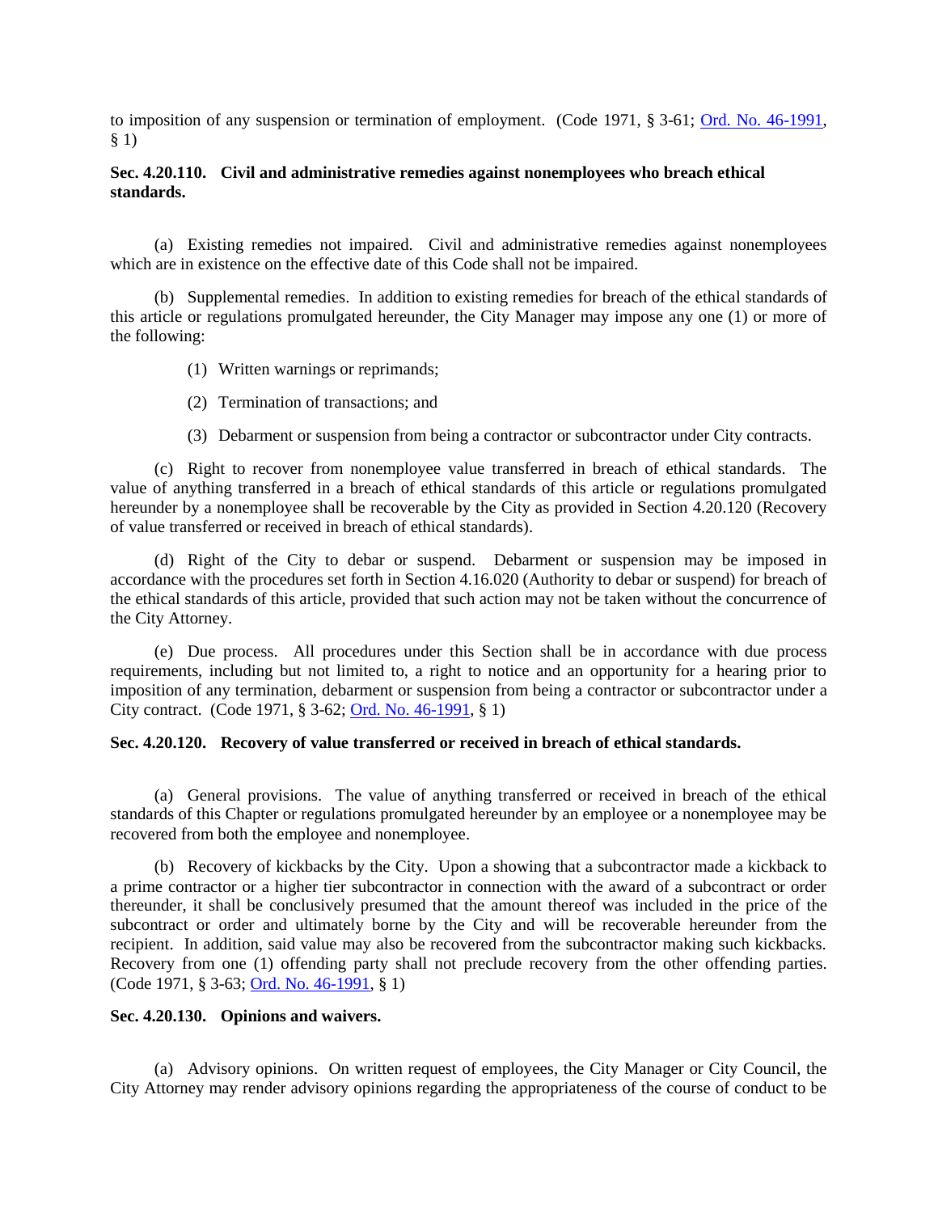to imposition of any suspension or termination of employment. (Code 1971, § 3-61; [Ord. No. 46-1991](), § 1)

### Sec. 4.20.110. Civil and administrative remedies against nonemployees who breach ethical standards.

(a) Existing remedies not impaired. Civil and administrative remedies against nonemployees which are in existence on the effective date of this Code shall not be impaired.

(b) Supplemental remedies. In addition to existing remedies for breach of the ethical standards of this article or regulations promulgated hereunder, the City Manager may impose any one (1) or more of the following:

(1) Written warnings or reprimands;

(2) Termination of transactions; and

(3) Debarment or suspension from being a contractor or subcontractor under City contracts.

(c) Right to recover from nonemployee value transferred in breach of ethical standards. The value of anything transferred in a breach of ethical standards of this article or regulations promulgated hereunder by a nonemployee shall be recoverable by the City as provided in Section 4.20.120 (Recovery of value transferred or received in breach of ethical standards).

(d) Right of the City to debar or suspend. Debarment or suspension may be imposed in accordance with the procedures set forth in Section 4.16.020 (Authority to debar or suspend) for breach of the ethical standards of this article, provided that such action may not be taken without the concurrence of the City Attorney.

(e) Due process. All procedures under this Section shall be in accordance with due process requirements, including but not limited to, a right to notice and an opportunity for a hearing prior to imposition of any termination, debarment or suspension from being a contractor or subcontractor under a City contract. (Code 1971, § 3-62; [Ord. No. 46-1991](), § 1)

### Sec. 4.20.120. Recovery of value transferred or received in breach of ethical standards.

(a) General provisions. The value of anything transferred or received in breach of the ethical standards of this Chapter or regulations promulgated hereunder by an employee or a nonemployee may be recovered from both the employee and nonemployee.

(b) Recovery of kickbacks by the City. Upon a showing that a subcontractor made a kickback to a prime contractor or a higher tier subcontractor in connection with the award of a subcontract or order thereunder, it shall be conclusively presumed that the amount thereof was included in the price of the subcontract or order and ultimately borne by the City and will be recoverable hereunder from the recipient. In addition, said value may also be recovered from the subcontractor making such kickbacks. Recovery from one (1) offending party shall not preclude recovery from the other offending parties. (Code 1971, § 3-63; [Ord. No. 46-1991](), § 1)

### Sec. 4.20.130. Opinions and waivers.

(a) Advisory opinions. On written request of employees, the City Manager or City Council, the City Attorney may render advisory opinions regarding the appropriateness of the course of conduct to be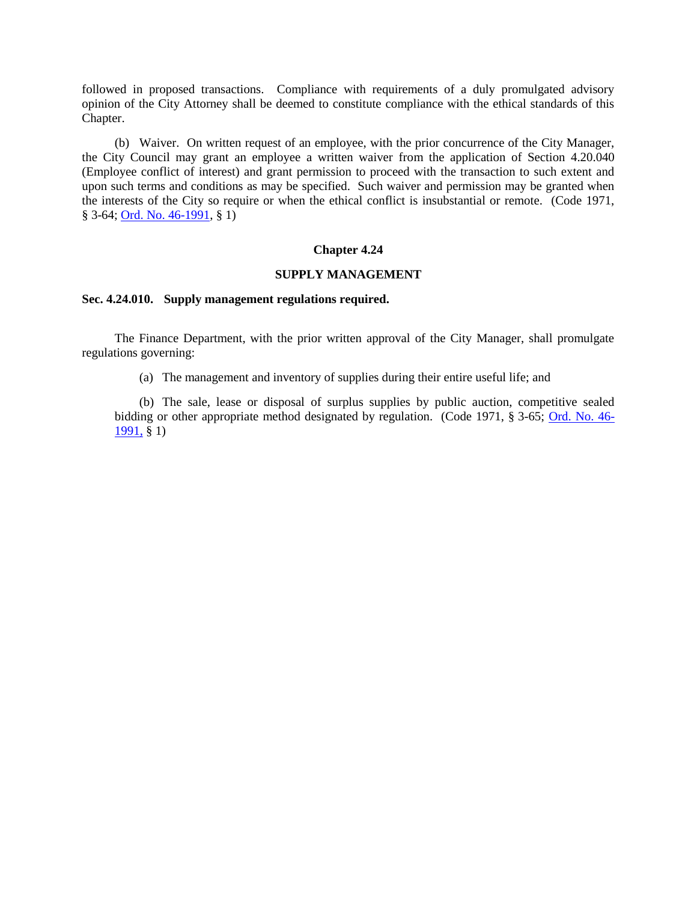followed in proposed transactions. Compliance with requirements of a duly promulgated advisory opinion of the City Attorney shall be deemed to constitute compliance with the ethical standards of this Chapter.

(b) Waiver. On written request of an employee, with the prior concurrence of the City Manager, the City Council may grant an employee a written waiver from the application of Section 4.20.040 (Employee conflict of interest) and grant permission to proceed with the transaction to such extent and upon such terms and conditions as may be specified. Such waiver and permission may be granted when the interests of the City so require or when the ethical conflict is insubstantial or remote. (Code 1971, § 3-64; Ord. No. 46-1991, § 1)

## Chapter 4.24

## SUPPLY MANAGEMENT

### Sec. 4.24.010. Supply management regulations required.

The Finance Department, with the prior written approval of the City Manager, shall promulgate regulations governing:

(a) The management and inventory of supplies during their entire useful life; and

(b) The sale, lease or disposal of surplus supplies by public auction, competitive sealed bidding or other appropriate method designated by regulation. (Code 1971, § 3-65; Ord. No. 46-1991, § 1)